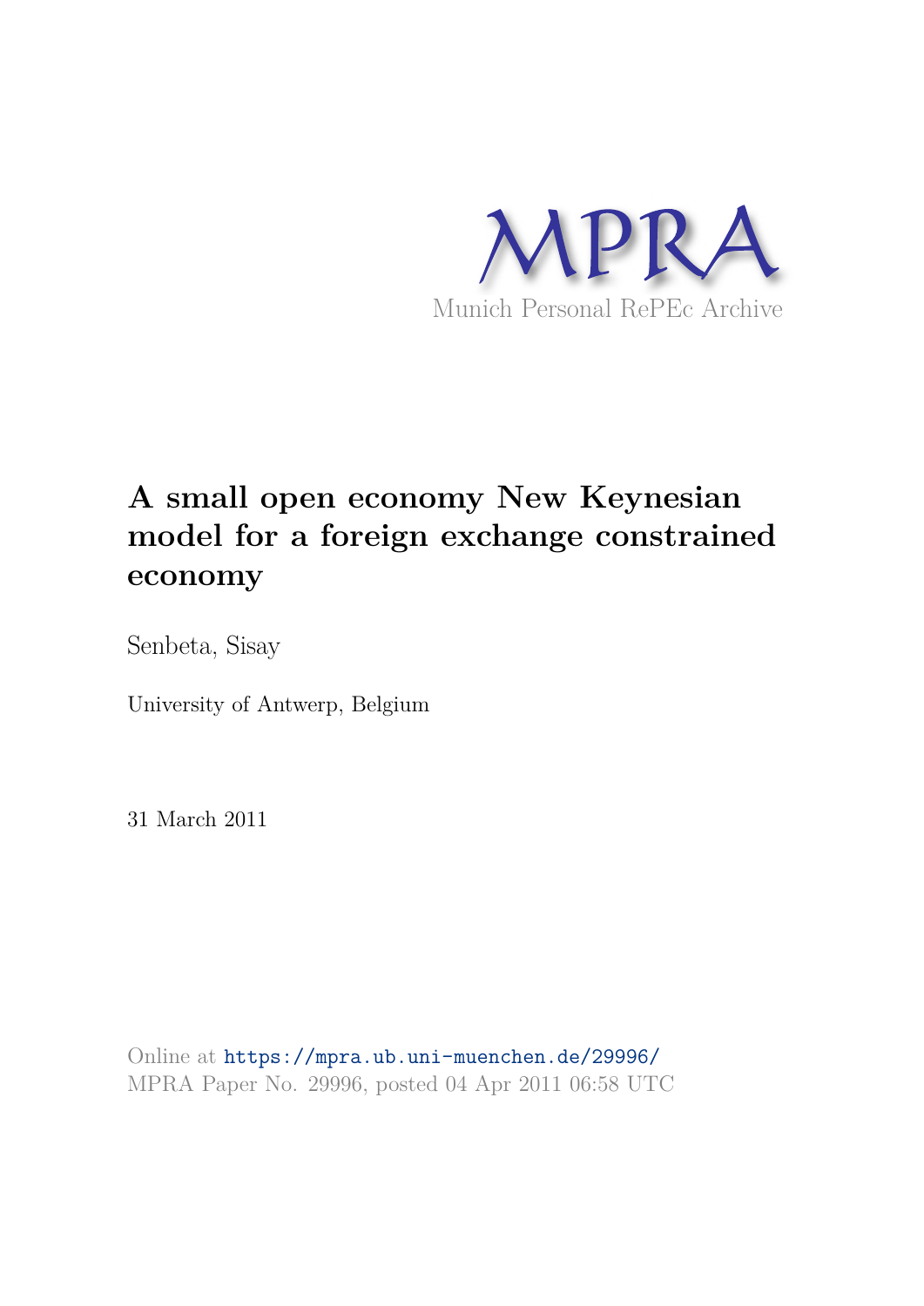MPRA

Munich Personal RePEc Archive

# A small open economy New Keynesian model for a foreign exchange constrained economy

Senbeta, Sisay

University of Antwerp, Belgium

31 March 2011

Online at https://mpra.ub.uni-muenchen.de/29996/
MPRA Paper No. 29996, posted 04 Apr 2011 06:58 UTC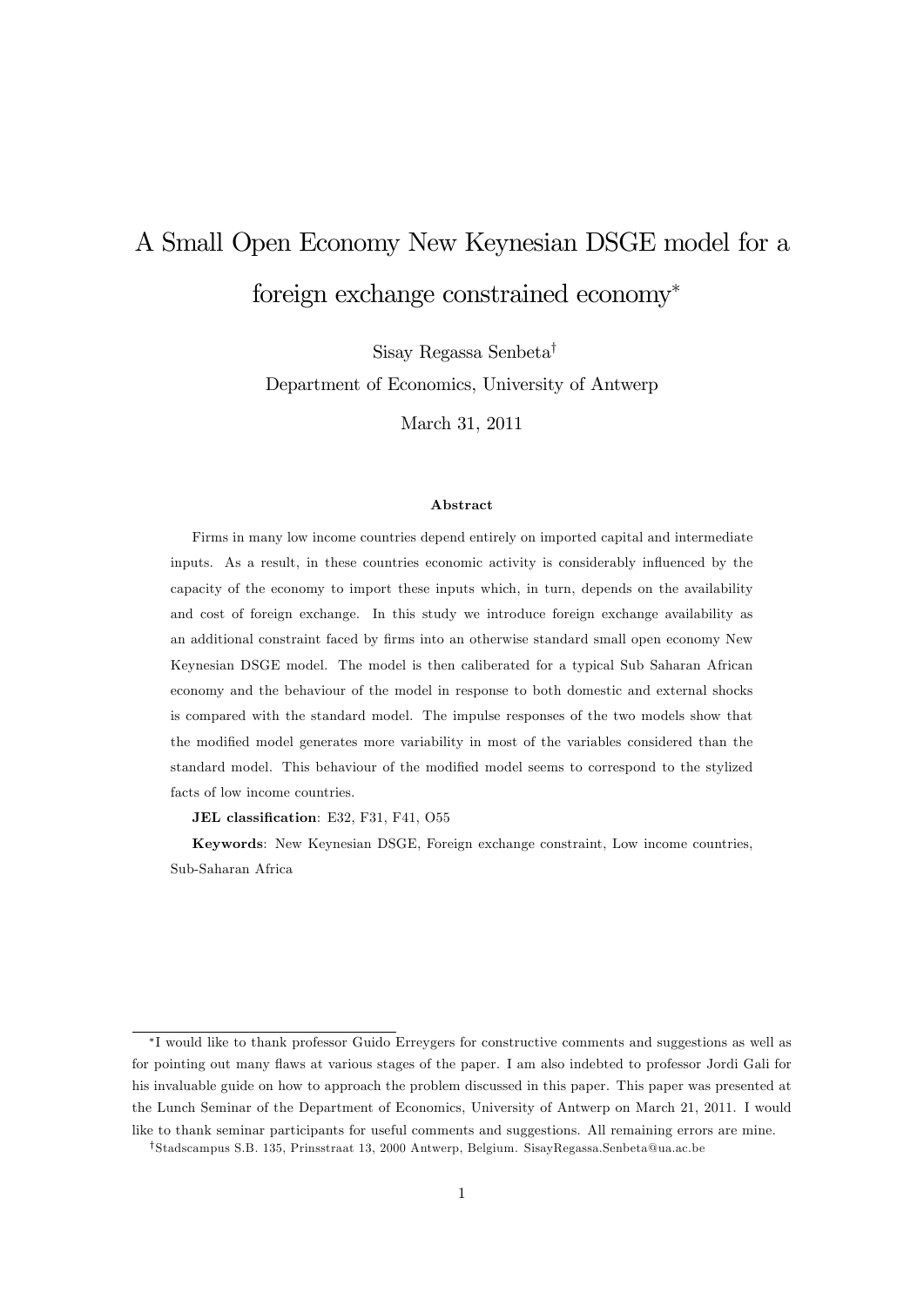# A Small Open Economy New Keynesian DSGE model for a foreign exchange constrained economy*

Sisay Regassa Senbeta†

Department of Economics, University of Antwerp

March 31, 2011

### Abstract

Firms in many low income countries depend entirely on imported capital and intermediate inputs. As a result, in these countries economic activity is considerably influenced by the capacity of the economy to import these inputs which, in turn, depends on the availability and cost of foreign exchange. In this study we introduce foreign exchange availability as an additional constraint faced by firms into an otherwise standard small open economy New Keynesian DSGE model. The model is then caliberated for a typical Sub Saharan African economy and the behaviour of the model in response to both domestic and external shocks is compared with the standard model. The impulse responses of the two models show that the modified model generates more variability in most of the variables considered than the standard model. This behaviour of the modified model seems to correspond to the stylized facts of low income countries.

**JEL classification**: E32, F31, F41, O55

**Keywords**: New Keynesian DSGE, Foreign exchange constraint, Low income countries, Sub-Saharan Africa

---

*I would like to thank professor Guido Erreygers for constructive comments and suggestions as well as for pointing out many flaws at various stages of the paper. I am also indebted to professor Jordi Gali for his invaluable guide on how to approach the problem discussed in this paper. This paper was presented at the Lunch Seminar of the Department of Economics, University of Antwerp on March 21, 2011. I would like to thank seminar participants for useful comments and suggestions. All remaining errors are mine.

†Stadscampus S.B. 135, Prinsstraat 13, 2000 Antwerp, Belgium. SisayRegassa.Senbeta@ua.ac.be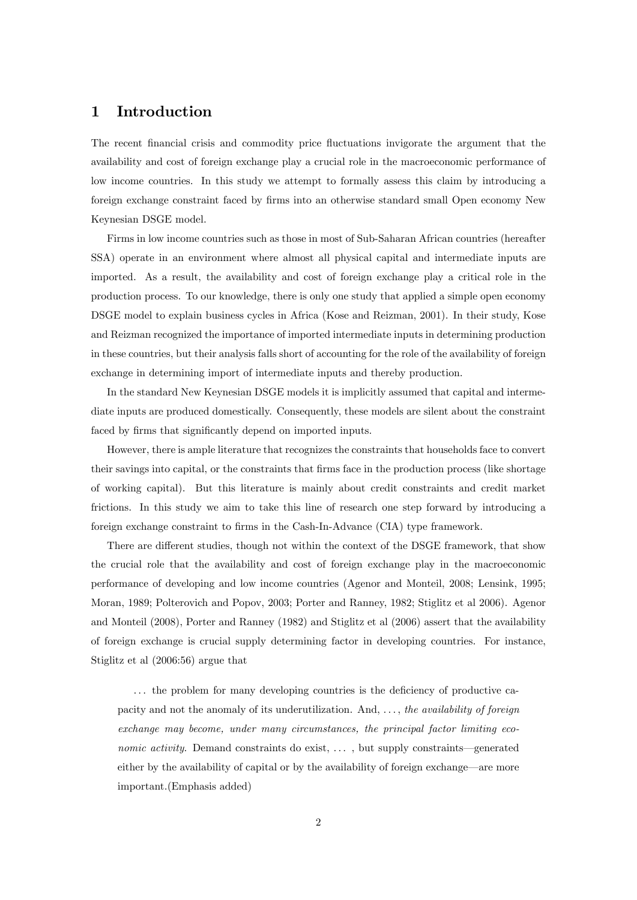# 1 Introduction

The recent financial crisis and commodity price fluctuations invigorate the argument that the availability and cost of foreign exchange play a crucial role in the macroeconomic performance of low income countries. In this study we attempt to formally assess this claim by introducing a foreign exchange constraint faced by firms into an otherwise standard small Open economy New Keynesian DSGE model.

Firms in low income countries such as those in most of Sub-Saharan African countries (hereafter SSA) operate in an environment where almost all physical capital and intermediate inputs are imported. As a result, the availability and cost of foreign exchange play a critical role in the production process. To our knowledge, there is only one study that applied a simple open economy DSGE model to explain business cycles in Africa (Kose and Reizman, 2001). In their study, Kose and Reizman recognized the importance of imported intermediate inputs in determining production in these countries, but their analysis falls short of accounting for the role of the availability of foreign exchange in determining import of intermediate inputs and thereby production.

In the standard New Keynesian DSGE models it is implicitly assumed that capital and intermediate inputs are produced domestically. Consequently, these models are silent about the constraint faced by firms that significantly depend on imported inputs.

However, there is ample literature that recognizes the constraints that households face to convert their savings into capital, or the constraints that firms face in the production process (like shortage of working capital). But this literature is mainly about credit constraints and credit market frictions. In this study we aim to take this line of research one step forward by introducing a foreign exchange constraint to firms in the Cash-In-Advance (CIA) type framework.

There are different studies, though not within the context of the DSGE framework, that show the crucial role that the availability and cost of foreign exchange play in the macroeconomic performance of developing and low income countries (Agenor and Monteil, 2008; Lensink, 1995; Moran, 1989; Polterovich and Popov, 2003; Porter and Ranney, 1982; Stiglitz et al 2006). Agenor and Monteil (2008), Porter and Ranney (1982) and Stiglitz et al (2006) assert that the availability of foreign exchange is crucial supply determining factor in developing countries. For instance, Stiglitz et al (2006:56) argue that

> ... the problem for many developing countries is the deficiency of productive capacity and not the anomaly of its underutilization. And, ..., *the availability of foreign exchange may become, under many circumstances, the principal factor limiting economic activity*. Demand constraints do exist, ... , but supply constraints—generated either by the availability of capital or by the availability of foreign exchange—are more important.(Emphasis added)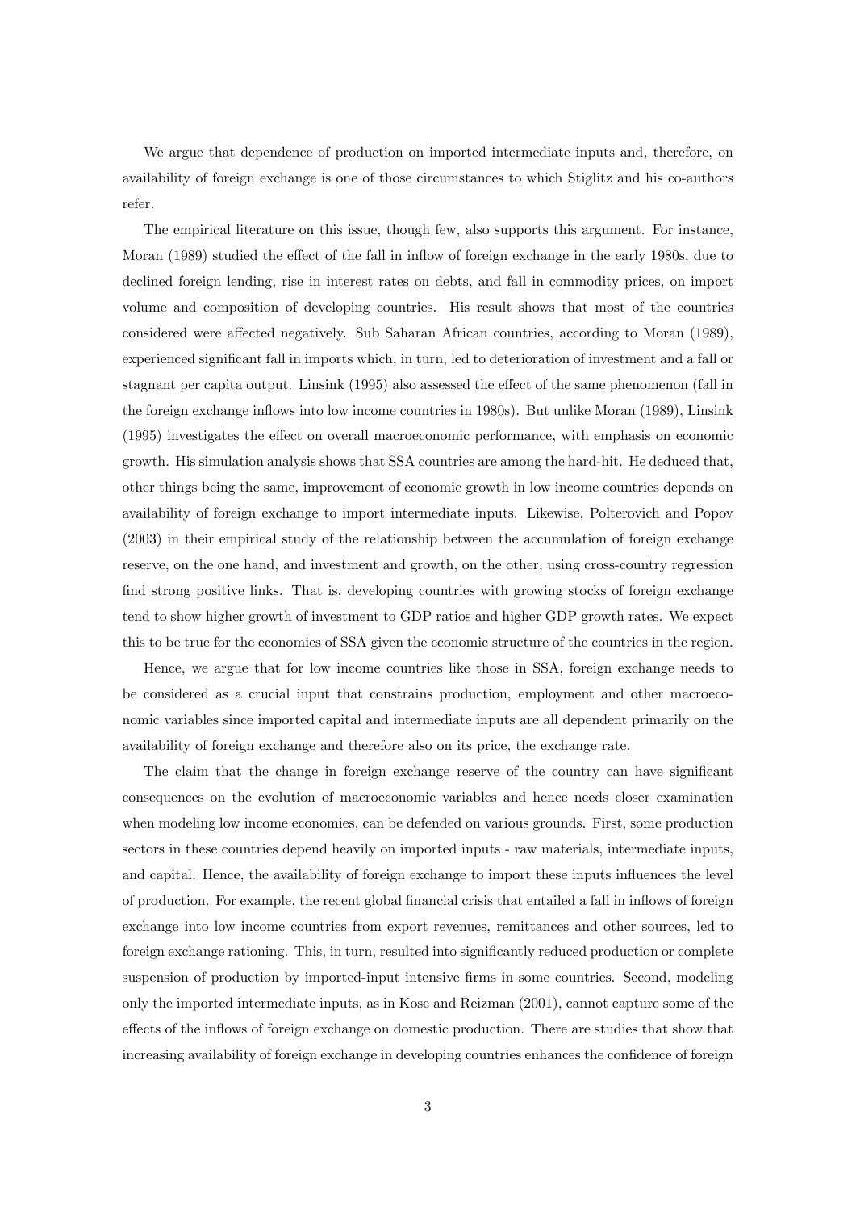We argue that dependence of production on imported intermediate inputs and, therefore, on availability of foreign exchange is one of those circumstances to which Stiglitz and his co-authors refer.

The empirical literature on this issue, though few, also supports this argument. For instance, Moran (1989) studied the effect of the fall in inflow of foreign exchange in the early 1980s, due to declined foreign lending, rise in interest rates on debts, and fall in commodity prices, on import volume and composition of developing countries. His result shows that most of the countries considered were affected negatively. Sub Saharan African countries, according to Moran (1989), experienced significant fall in imports which, in turn, led to deterioration of investment and a fall or stagnant per capita output. Linsink (1995) also assessed the effect of the same phenomenon (fall in the foreign exchange inflows into low income countries in 1980s). But unlike Moran (1989), Linsink (1995) investigates the effect on overall macroeconomic performance, with emphasis on economic growth. His simulation analysis shows that SSA countries are among the hard-hit. He deduced that, other things being the same, improvement of economic growth in low income countries depends on availability of foreign exchange to import intermediate inputs. Likewise, Polterovich and Popov (2003) in their empirical study of the relationship between the accumulation of foreign exchange reserve, on the one hand, and investment and growth, on the other, using cross-country regression find strong positive links. That is, developing countries with growing stocks of foreign exchange tend to show higher growth of investment to GDP ratios and higher GDP growth rates. We expect this to be true for the economies of SSA given the economic structure of the countries in the region.

Hence, we argue that for low income countries like those in SSA, foreign exchange needs to be considered as a crucial input that constrains production, employment and other macroeconomic variables since imported capital and intermediate inputs are all dependent primarily on the availability of foreign exchange and therefore also on its price, the exchange rate.

The claim that the change in foreign exchange reserve of the country can have significant consequences on the evolution of macroeconomic variables and hence needs closer examination when modeling low income economies, can be defended on various grounds. First, some production sectors in these countries depend heavily on imported inputs - raw materials, intermediate inputs, and capital. Hence, the availability of foreign exchange to import these inputs influences the level of production. For example, the recent global financial crisis that entailed a fall in inflows of foreign exchange into low income countries from export revenues, remittances and other sources, led to foreign exchange rationing. This, in turn, resulted into significantly reduced production or complete suspension of production by imported-input intensive firms in some countries. Second, modeling only the imported intermediate inputs, as in Kose and Reizman (2001), cannot capture some of the effects of the inflows of foreign exchange on domestic production. There are studies that show that increasing availability of foreign exchange in developing countries enhances the confidence of foreign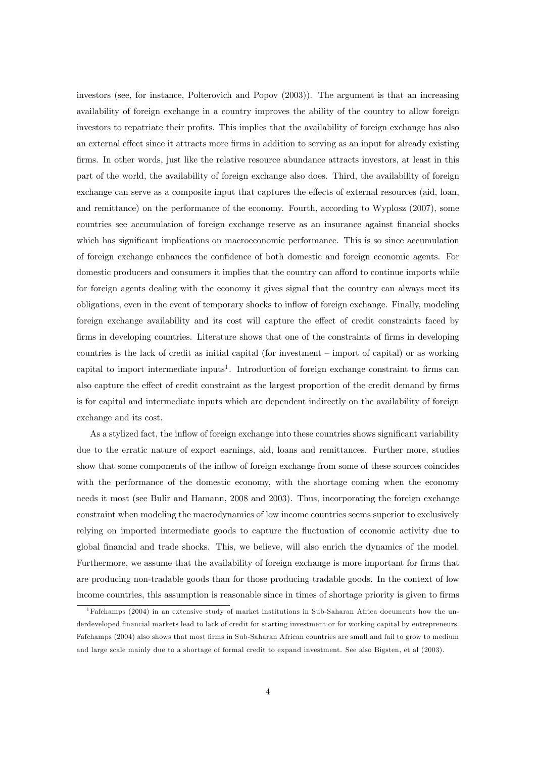investors (see, for instance, Polterovich and Popov (2003)). The argument is that an increasing availability of foreign exchange in a country improves the ability of the country to allow foreign investors to repatriate their profits. This implies that the availability of foreign exchange has also an external effect since it attracts more firms in addition to serving as an input for already existing firms. In other words, just like the relative resource abundance attracts investors, at least in this part of the world, the availability of foreign exchange also does. Third, the availability of foreign exchange can serve as a composite input that captures the effects of external resources (aid, loan, and remittance) on the performance of the economy. Fourth, according to Wyplosz (2007), some countries see accumulation of foreign exchange reserve as an insurance against financial shocks which has significant implications on macroeconomic performance. This is so since accumulation of foreign exchange enhances the confidence of both domestic and foreign economic agents. For domestic producers and consumers it implies that the country can afford to continue imports while for foreign agents dealing with the economy it gives signal that the country can always meet its obligations, even in the event of temporary shocks to inflow of foreign exchange. Finally, modeling foreign exchange availability and its cost will capture the effect of credit constraints faced by firms in developing countries. Literature shows that one of the constraints of firms in developing countries is the lack of credit as initial capital (for investment – import of capital) or as working capital to import intermediate inputs[1]. Introduction of foreign exchange constraint to firms can also capture the effect of credit constraint as the largest proportion of the credit demand by firms is for capital and intermediate inputs which are dependent indirectly on the availability of foreign exchange and its cost.

As a stylized fact, the inflow of foreign exchange into these countries shows significant variability due to the erratic nature of export earnings, aid, loans and remittances. Further more, studies show that some components of the inflow of foreign exchange from some of these sources coincides with the performance of the domestic economy, with the shortage coming when the economy needs it most (see Bulir and Hamann, 2008 and 2003). Thus, incorporating the foreign exchange constraint when modeling the macrodynamics of low income countries seems superior to exclusively relying on imported intermediate goods to capture the fluctuation of economic activity due to global financial and trade shocks. This, we believe, will also enrich the dynamics of the model. Furthermore, we assume that the availability of foreign exchange is more important for firms that are producing non-tradable goods than for those producing tradable goods. In the context of low income countries, this assumption is reasonable since in times of shortage priority is given to firms

[1] Fafchamps (2004) in an extensive study of market institutions in Sub-Saharan Africa documents how the underdeveloped financial markets lead to lack of credit for starting investment or for working capital by entrepreneurs. Fafchamps (2004) also shows that most firms in Sub-Saharan African countries are small and fail to grow to medium and large scale mainly due to a shortage of formal credit to expand investment. See also Bigsten, et al (2003).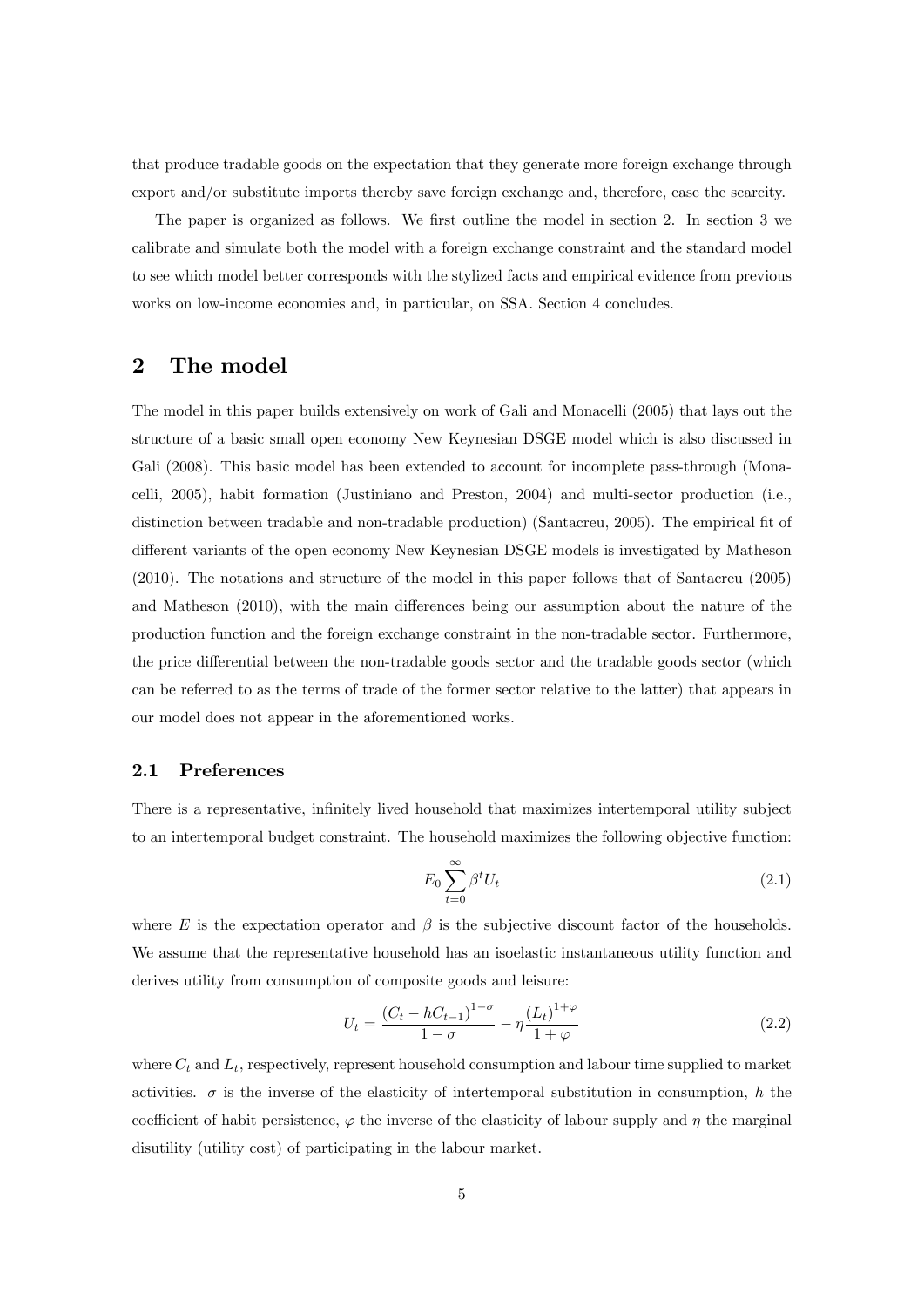that produce tradable goods on the expectation that they generate more foreign exchange through export and/or substitute imports thereby save foreign exchange and, therefore, ease the scarcity.

The paper is organized as follows. We first outline the model in section 2. In section 3 we calibrate and simulate both the model with a foreign exchange constraint and the standard model to see which model better corresponds with the stylized facts and empirical evidence from previous works on low-income economies and, in particular, on SSA. Section 4 concludes.

## 2 The model

The model in this paper builds extensively on work of Gali and Monacelli (2005) that lays out the structure of a basic small open economy New Keynesian DSGE model which is also discussed in Gali (2008). This basic model has been extended to account for incomplete pass-through (Monacelli, 2005), habit formation (Justiniano and Preston, 2004) and multi-sector production (i.e., distinction between tradable and non-tradable production) (Santacreu, 2005). The empirical fit of different variants of the open economy New Keynesian DSGE models is investigated by Matheson (2010). The notations and structure of the model in this paper follows that of Santacreu (2005) and Matheson (2010), with the main differences being our assumption about the nature of the production function and the foreign exchange constraint in the non-tradable sector. Furthermore, the price differential between the non-tradable goods sector and the tradable goods sector (which can be referred to as the terms of trade of the former sector relative to the latter) that appears in our model does not appear in the aforementioned works.

### 2.1 Preferences

There is a representative, infinitely lived household that maximizes intertemporal utility subject to an intertemporal budget constraint. The household maximizes the following objective function:

$$E_0 \sum_{t=0}^{\infty} \beta^t U_t \tag{2.1}$$

where $E$ is the expectation operator and $\beta$ is the subjective discount factor of the households. We assume that the representative household has an isoelastic instantaneous utility function and derives utility from consumption of composite goods and leisure:

$$U_t = \frac{(C_t - hC_{t-1})^{1-\sigma}}{1-\sigma} - \eta \frac{(L_t)^{1+\varphi}}{1+\varphi} \tag{2.2}$$

where $C_t$ and $L_t$, respectively, represent household consumption and labour time supplied to market activities. $\sigma$ is the inverse of the elasticity of intertemporal substitution in consumption, $h$ the coefficient of habit persistence, $\varphi$ the inverse of the elasticity of labour supply and $\eta$ the marginal disutility (utility cost) of participating in the labour market.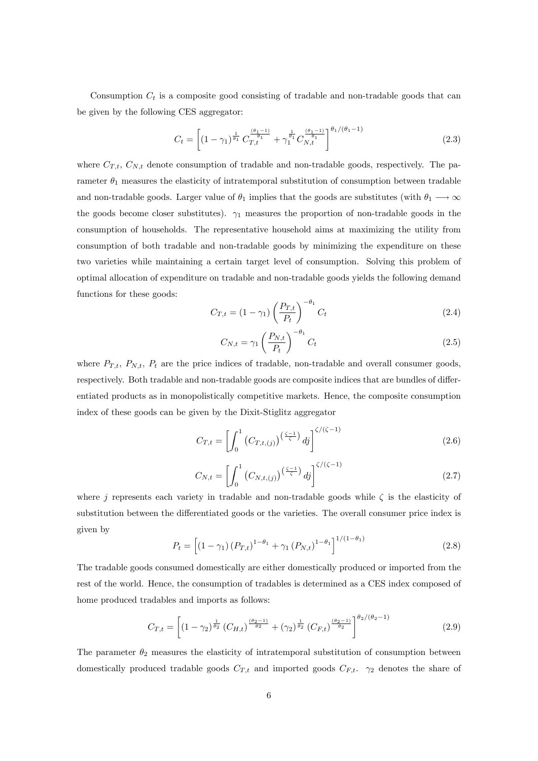Consumption $C_t$ is a composite good consisting of tradable and non-tradable goods that can be given by the following CES aggregator:

$$C_t = \left[ (1-\gamma_1)^{\frac{1}{\theta_1}} C_{T,t}^{\frac{(\theta_1 - 1)}{\theta_1}} + \gamma_1^{\frac{1}{\theta_1}} C_{N,t}^{\frac{(\theta_1 - 1)}{\theta_1}} \right]^{\theta_1 / (\theta_1 - 1)} \tag{2.3}$$

where $C_{T,t}$, $C_{N,t}$ denote consumption of tradable and non-tradable goods, respectively. The parameter $\theta_1$ measures the elasticity of intratemporal substitution of consumption between tradable and non-tradable goods. Larger value of $\theta_1$ implies that the goods are substitutes (with $\theta_1 \longrightarrow \infty$ the goods become closer substitutes). $\gamma_1$ measures the proportion of non-tradable goods in the consumption of households. The representative household aims at maximizing the utility from consumption of both tradable and non-tradable goods by minimizing the expenditure on these two varieties while maintaining a certain target level of consumption. Solving this problem of optimal allocation of expenditure on tradable and non-tradable goods yields the following demand functions for these goods:

$$C_{T,t} = (1-\gamma_1) \left( \frac{P_{T,t}}{P_t} \right)^{-\theta_1} C_t \tag{2.4}$$

$$C_{N,t} = \gamma_1 \left( \frac{P_{N,t}}{P_t} \right)^{-\theta_1} C_t \tag{2.5}$$

where $P_{T,t}$, $P_{N,t}$, $P_t$ are the price indices of tradable, non-tradable and overall consumer goods, respectively. Both tradable and non-tradable goods are composite indices that are bundles of differentiated products as in monopolistically competitive markets. Hence, the composite consumption index of these goods can be given by the Dixit-Stiglitz aggregator

$$C_{T,t} = \left[ \int_0^1 \left( C_{T,t,(j)} \right)^{\left( \frac{\zeta - 1}{\zeta} \right)} dj \right]^{\zeta / (\zeta - 1)} \tag{2.6}$$

$$C_{N,t} = \left[ \int_0^1 \left( C_{N,t,(j)} \right)^{\left( \frac{\zeta - 1}{\zeta} \right)} dj \right]^{\zeta / (\zeta - 1)} \tag{2.7}$$

where $j$ represents each variety in tradable and non-tradable goods while $\zeta$ is the elasticity of substitution between the differentiated goods or the varieties. The overall consumer price index is given by

$$P_t = \left[ (1-\gamma_1) \left( P_{T,t} \right)^{1-\theta_1} + \gamma_1 \left( P_{N,t} \right)^{1-\theta_1} \right]^{1/(1-\theta_1)} \tag{2.8}$$

The tradable goods consumed domestically are either domestically produced or imported from the rest of the world. Hence, the consumption of tradables is determined as a CES index composed of home produced tradables and imports as follows:

$$C_{T,t} = \left[ (1-\gamma_2)^{\frac{1}{\theta_2}} \left( C_{H,t} \right)^{\frac{(\theta_2 - 1)}{\theta 2}} + (\gamma_2)^{\frac{1}{\theta_2}} \left( C_{F,t} \right)^{\frac{(\theta_2 - 1)}{\theta_2}} \right]^{\theta_2 / (\theta_2 - 1)} \tag{2.9}$$

The parameter $\theta_2$ measures the elasticity of intratemporal substitution of consumption between domestically produced tradable goods $C_{T,t}$ and imported goods $C_{F,t}$. $\gamma_2$ denotes the share of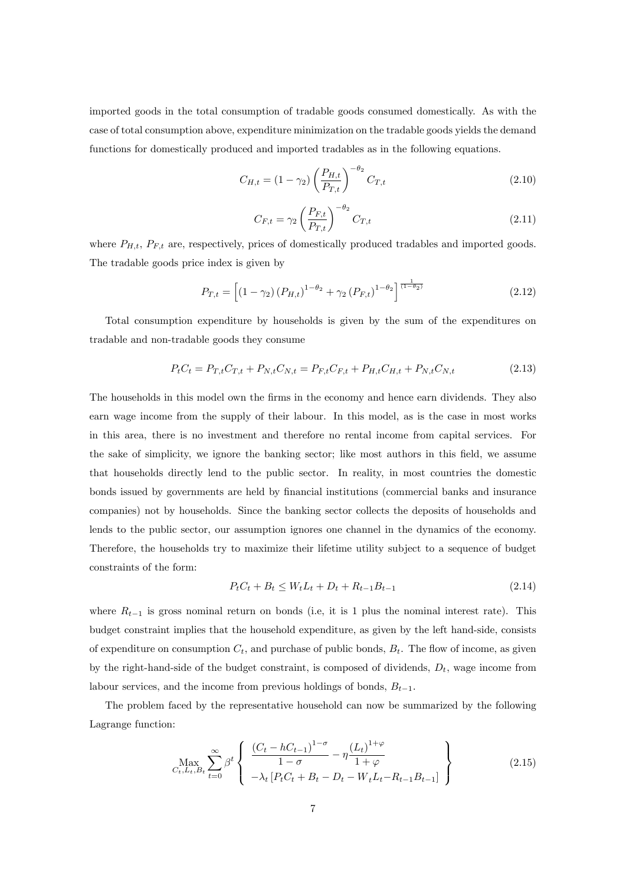imported goods in the total consumption of tradable goods consumed domestically. As with the case of total consumption above, expenditure minimization on the tradable goods yields the demand functions for domestically produced and imported tradables as in the following equations.

$$C_{H,t} = (1-\gamma_2)\left(\frac{P_{H,t}}{P_{T,t}}\right)^{-\theta_2} C_{T,t} \tag{2.10}$$

$$C_{F,t} = \gamma_2\left(\frac{P_{F,t}}{P_{T,t}}\right)^{-\theta_2} C_{T,t} \tag{2.11}$$

where $P_{H,t}$, $P_{F,t}$ are, respectively, prices of domestically produced tradables and imported goods. The tradable goods price index is given by

$$P_{T,t} = \left[(1-\gamma_2)\left(P_{H,t}\right)^{1-\theta_2} + \gamma_2\left(P_{F,t}\right)^{1-\theta_2}\right]^{\frac{1}{(1-\theta_2)}} \tag{2.12}$$

Total consumption expenditure by households is given by the sum of the expenditures on tradable and non-tradable goods they consume

$$P_t C_t = P_{T,t}C_{T,t} + P_{N,t}C_{N,t} = P_{F,t}C_{F,t} + P_{H,t}C_{H,t} + P_{N,t}C_{N,t} \tag{2.13}$$

The households in this model own the firms in the economy and hence earn dividends. They also earn wage income from the supply of their labour. In this model, as is the case in most works in this area, there is no investment and therefore no rental income from capital services. For the sake of simplicity, we ignore the banking sector; like most authors in this field, we assume that households directly lend to the public sector. In reality, in most countries the domestic bonds issued by governments are held by financial institutions (commercial banks and insurance companies) not by households. Since the banking sector collects the deposits of households and lends to the public sector, our assumption ignores one channel in the dynamics of the economy. Therefore, the households try to maximize their lifetime utility subject to a sequence of budget constraints of the form:

$$P_t C_t + B_t \leq W_t L_t + D_t + R_{t-1}B_{t-1} \tag{2.14}$$

where $R_{t-1}$ is gross nominal return on bonds (i.e, it is 1 plus the nominal interest rate). This budget constraint implies that the household expenditure, as given by the left hand-side, consists of expenditure on consumption $C_t$, and purchase of public bonds, $B_t$. The flow of income, as given by the right-hand-side of the budget constraint, is composed of dividends, $D_t$, wage income from labour services, and the income from previous holdings of bonds, $B_{t-1}$.

The problem faced by the representative household can now be summarized by the following Lagrange function:

$$\underset{C_t, L_t, B_t}{\text{Max}} \sum_{t=0}^{\infty} \beta^t \left\{ \begin{array}{c} \dfrac{\left(C_t - hC_{t-1}\right)^{1-\sigma}}{1-\sigma} - \eta\dfrac{\left(L_t\right)^{1+\varphi}}{1+\varphi} \\ -\lambda_t\left[P_t C_t + B_t - D_t - W_t L_t - R_{t-1}B_{t-1}\right] \end{array} \right\} \tag{2.15}$$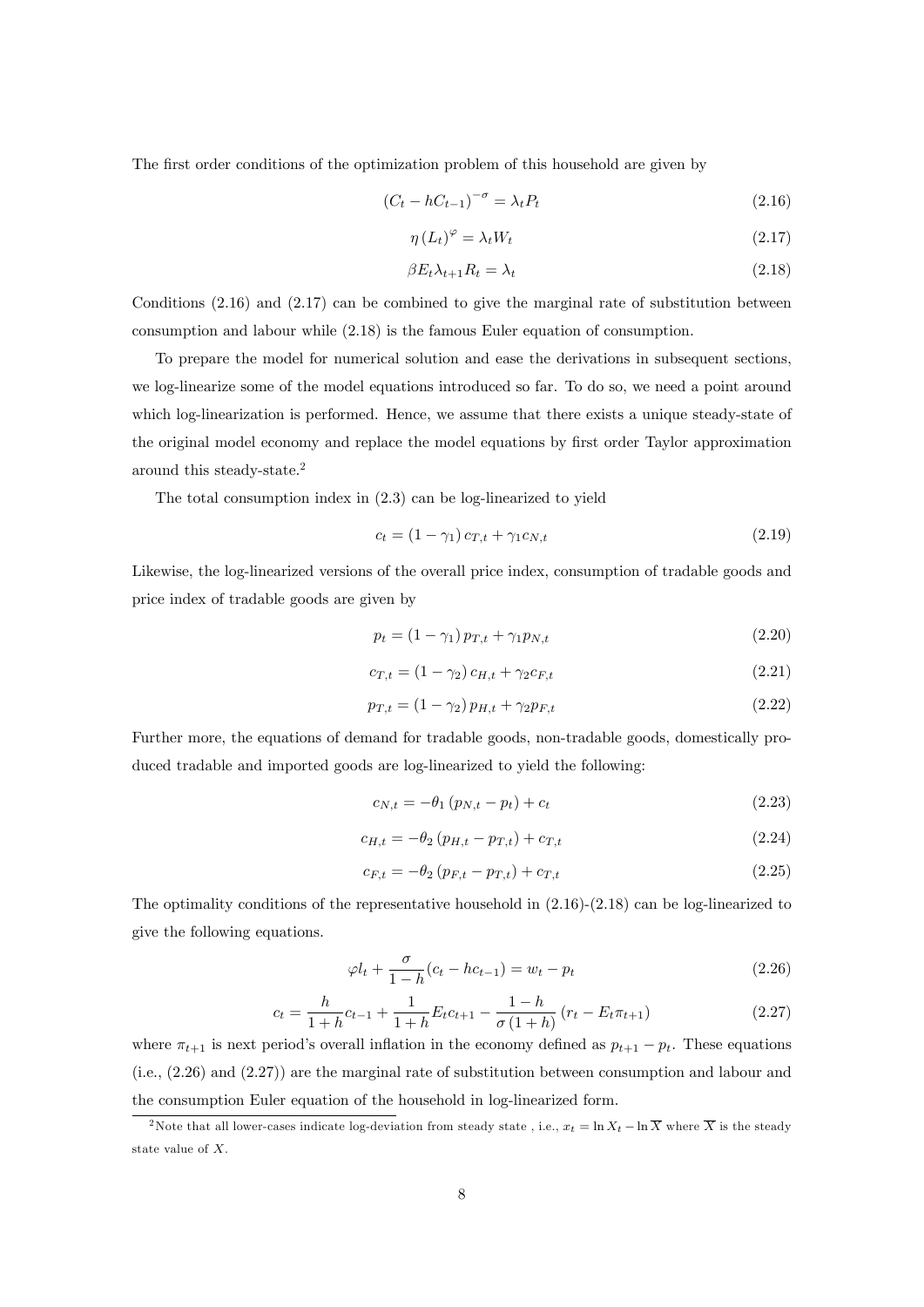The first order conditions of the optimization problem of this household are given by

$$(C_t - hC_{t-1})^{-\sigma} = \lambda_t P_t \tag{2.16}$$

$$\eta (L_t)^{\varphi} = \lambda_t W_t \tag{2.17}$$

$$\beta E_t \lambda_{t+1} R_t = \lambda_t \tag{2.18}$$

Conditions (2.16) and (2.17) can be combined to give the marginal rate of substitution between consumption and labour while (2.18) is the famous Euler equation of consumption.

To prepare the model for numerical solution and ease the derivations in subsequent sections, we log-linearize some of the model equations introduced so far. To do so, we need a point around which log-linearization is performed. Hence, we assume that there exists a unique steady-state of the original model economy and replace the model equations by first order Taylor approximation around this steady-state.[2]

The total consumption index in (2.3) can be log-linearized to yield

$$c_t = (1 - \gamma_1) c_{T,t} + \gamma_1 c_{N,t} \tag{2.19}$$

Likewise, the log-linearized versions of the overall price index, consumption of tradable goods and price index of tradable goods are given by

$$p_t = (1 - \gamma_1) p_{T,t} + \gamma_1 p_{N,t} \tag{2.20}$$

$$c_{T,t} = (1 - \gamma_2) c_{H,t} + \gamma_2 c_{F,t} \tag{2.21}$$

$$p_{T,t} = (1 - \gamma_2) p_{H,t} + \gamma_2 p_{F,t} \tag{2.22}$$

Further more, the equations of demand for tradable goods, non-tradable goods, domestically produced tradable and imported goods are log-linearized to yield the following:

$$c_{N,t} = -\theta_1 (p_{N,t} - p_t) + c_t \tag{2.23}$$

$$c_{H,t} = -\theta_2 (p_{H,t} - p_{T,t}) + c_{T,t} \tag{2.24}$$

$$c_{F,t} = -\theta_2 (p_{F,t} - p_{T,t}) + c_{T,t} \tag{2.25}$$

The optimality conditions of the representative household in (2.16)-(2.18) can be log-linearized to give the following equations.

$$\varphi l_t + \frac{\sigma}{1-h}(c_t - hc_{t-1}) = w_t - p_t \tag{2.26}$$

$$c_t = \frac{h}{1+h} c_{t-1} + \frac{1}{1+h} E_t c_{t+1} - \frac{1-h}{\sigma(1+h)} (r_t - E_t \pi_{t+1}) \tag{2.27}$$

where $\pi_{t+1}$ is next period's overall inflation in the economy defined as $p_{t+1} - p_t$. These equations (i.e., (2.26) and (2.27)) are the marginal rate of substitution between consumption and labour and the consumption Euler equation of the household in log-linearized form.

[2] Note that all lower-cases indicate log-deviation from steady state , i.e., $x_t = \ln X_t - \ln \overline{X}$ where $\overline{X}$ is the steady state value of $X$.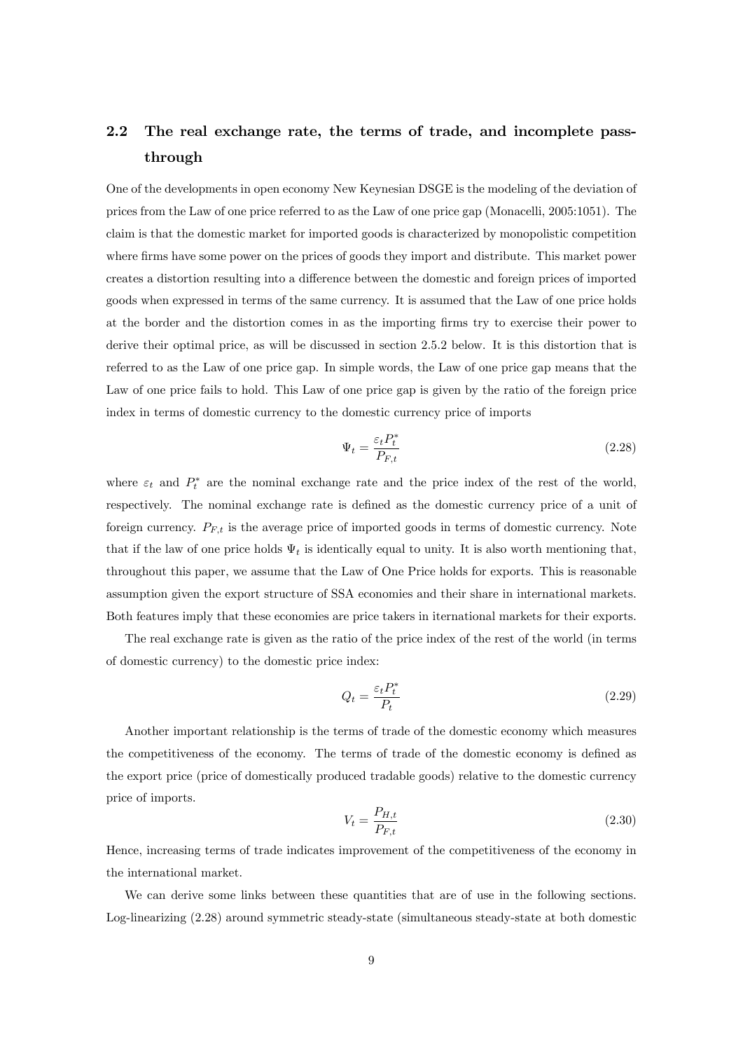## 2.2 The real exchange rate, the terms of trade, and incomplete pass-through

One of the developments in open economy New Keynesian DSGE is the modeling of the deviation of prices from the Law of one price referred to as the Law of one price gap (Monacelli, 2005:1051). The claim is that the domestic market for imported goods is characterized by monopolistic competition where firms have some power on the prices of goods they import and distribute. This market power creates a distortion resulting into a difference between the domestic and foreign prices of imported goods when expressed in terms of the same currency. It is assumed that the Law of one price holds at the border and the distortion comes in as the importing firms try to exercise their power to derive their optimal price, as will be discussed in section 2.5.2 below. It is this distortion that is referred to as the Law of one price gap. In simple words, the Law of one price gap means that the Law of one price fails to hold. This Law of one price gap is given by the ratio of the foreign price index in terms of domestic currency to the domestic currency price of imports

$$\Psi_t = \frac{\varepsilon_t P_t^*}{P_{F,t}} \tag{2.28}$$

where $\varepsilon_t$ and $P_t^*$ are the nominal exchange rate and the price index of the rest of the world, respectively. The nominal exchange rate is defined as the domestic currency price of a unit of foreign currency. $P_{F,t}$ is the average price of imported goods in terms of domestic currency. Note that if the law of one price holds $\Psi_t$ is identically equal to unity. It is also worth mentioning that, throughout this paper, we assume that the Law of One Price holds for exports. This is reasonable assumption given the export structure of SSA economies and their share in international markets. Both features imply that these economies are price takers in iternational markets for their exports.

The real exchange rate is given as the ratio of the price index of the rest of the world (in terms of domestic currency) to the domestic price index:

$$Q_t = \frac{\varepsilon_t P_t^*}{P_t} \tag{2.29}$$

Another important relationship is the terms of trade of the domestic economy which measures the competitiveness of the economy. The terms of trade of the domestic economy is defined as the export price (price of domestically produced tradable goods) relative to the domestic currency price of imports.

$$V_t = \frac{P_{H,t}}{P_{F,t}} \tag{2.30}$$

Hence, increasing terms of trade indicates improvement of the competitiveness of the economy in the international market.

We can derive some links between these quantities that are of use in the following sections. Log-linearizing (2.28) around symmetric steady-state (simultaneous steady-state at both domestic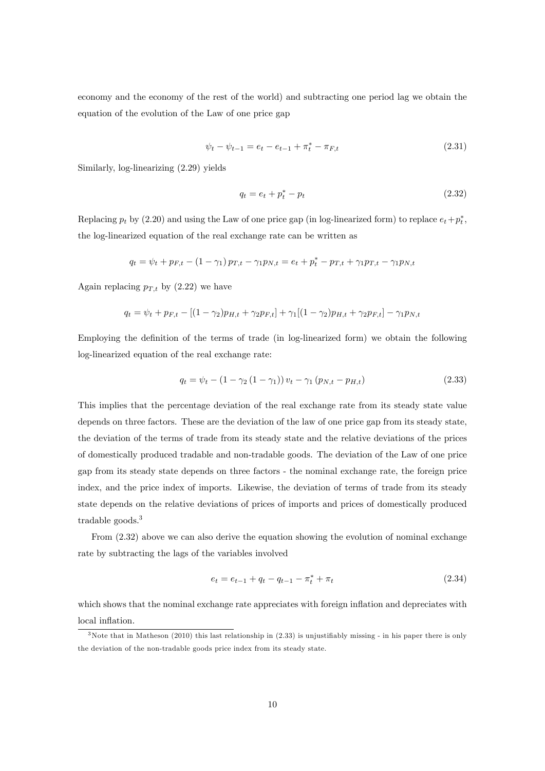economy and the economy of the rest of the world) and subtracting one period lag we obtain the equation of the evolution of the Law of one price gap

$$\psi_t - \psi_{t-1} = e_t - e_{t-1} + \pi_t^* - \pi_{F,t} \tag{2.31}$$

Similarly, log-linearizing (2.29) yields

$$q_t = e_t + p_t^* - p_t \tag{2.32}$$

Replacing $p_t$ by (2.20) and using the Law of one price gap (in log-linearized form) to replace $e_t + p_t^*$, the log-linearized equation of the real exchange rate can be written as

$$q_t = \psi_t + p_{F,t} - (1-\gamma_1)\, p_{T,t} - \gamma_1 p_{N,t} = e_t + p_t^* - p_{T,t} + \gamma_1 p_{T,t} - \gamma_1 p_{N,t}$$

Again replacing $p_{T,t}$ by (2.22) we have

$$q_t = \psi_t + p_{F,t} - [(1-\gamma_2)p_{H,t} + \gamma_2 p_{F,t}] + \gamma_1[(1-\gamma_2)p_{H,t} + \gamma_2 p_{F,t}] - \gamma_1 p_{N,t}$$

Employing the definition of the terms of trade (in log-linearized form) we obtain the following log-linearized equation of the real exchange rate:

$$q_t = \psi_t - (1 - \gamma_2 (1-\gamma_1))\, v_t - \gamma_1 (p_{N,t} - p_{H,t}) \tag{2.33}$$

This implies that the percentage deviation of the real exchange rate from its steady state value depends on three factors. These are the deviation of the law of one price gap from its steady state, the deviation of the terms of trade from its steady state and the relative deviations of the prices of domestically produced tradable and non-tradable goods. The deviation of the Law of one price gap from its steady state depends on three factors - the nominal exchange rate, the foreign price index, and the price index of imports. Likewise, the deviation of terms of trade from its steady state depends on the relative deviations of prices of imports and prices of domestically produced tradable goods.[3]

From (2.32) above we can also derive the equation showing the evolution of nominal exchange rate by subtracting the lags of the variables involved

$$e_t = e_{t-1} + q_t - q_{t-1} - \pi_t^* + \pi_t \tag{2.34}$$

which shows that the nominal exchange rate appreciates with foreign inflation and depreciates with local inflation.

[3] Note that in Matheson (2010) this last relationship in (2.33) is unjustifiably missing - in his paper there is only the deviation of the non-tradable goods price index from its steady state.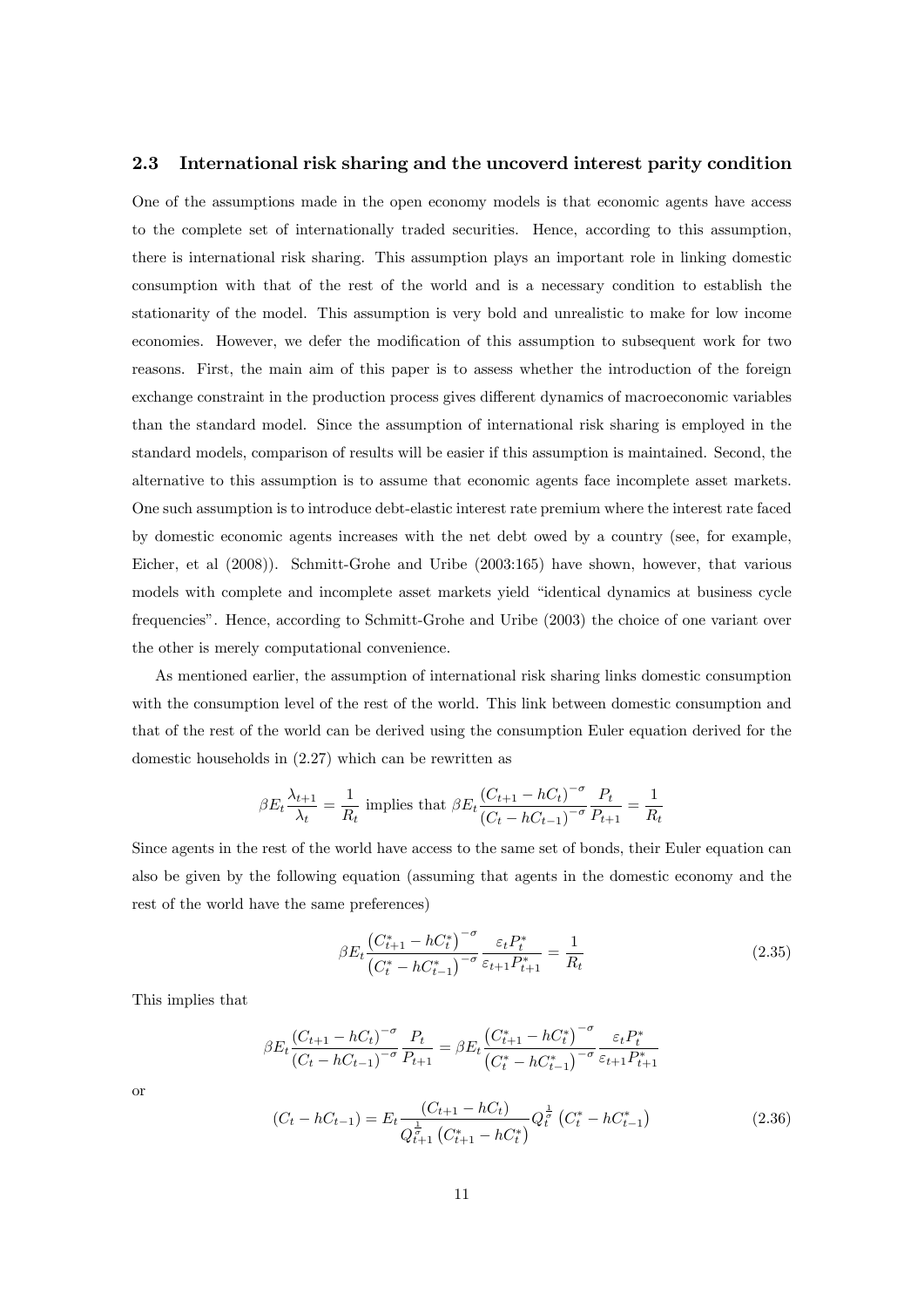### 2.3 International risk sharing and the uncoverd interest parity condition

One of the assumptions made in the open economy models is that economic agents have access to the complete set of internationally traded securities. Hence, according to this assumption, there is international risk sharing. This assumption plays an important role in linking domestic consumption with that of the rest of the world and is a necessary condition to establish the stationarity of the model. This assumption is very bold and unrealistic to make for low income economies. However, we defer the modification of this assumption to subsequent work for two reasons. First, the main aim of this paper is to assess whether the introduction of the foreign exchange constraint in the production process gives different dynamics of macroeconomic variables than the standard model. Since the assumption of international risk sharing is employed in the standard models, comparison of results will be easier if this assumption is maintained. Second, the alternative to this assumption is to assume that economic agents face incomplete asset markets. One such assumption is to introduce debt-elastic interest rate premium where the interest rate faced by domestic economic agents increases with the net debt owed by a country (see, for example, Eicher, et al (2008)). Schmitt-Grohe and Uribe (2003:165) have shown, however, that various models with complete and incomplete asset markets yield "identical dynamics at business cycle frequencies". Hence, according to Schmitt-Grohe and Uribe (2003) the choice of one variant over the other is merely computational convenience.

As mentioned earlier, the assumption of international risk sharing links domestic consumption with the consumption level of the rest of the world. This link between domestic consumption and that of the rest of the world can be derived using the consumption Euler equation derived for the domestic households in (2.27) which can be rewritten as

$$\beta E_t \frac{\lambda_{t+1}}{\lambda_t} = \frac{1}{R_t} \text{ implies that } \beta E_t \frac{(C_{t+1} - hC_t)^{-\sigma}}{(C_t - hC_{t-1})^{-\sigma}} \frac{P_t}{P_{t+1}} = \frac{1}{R_t}$$

Since agents in the rest of the world have access to the same set of bonds, their Euler equation can also be given by the following equation (assuming that agents in the domestic economy and the rest of the world have the same preferences)

$$\beta E_t \frac{\left(C^*_{t+1} - hC^*_t\right)^{-\sigma}}{\left(C^*_t - hC^*_{t-1}\right)^{-\sigma}} \frac{\varepsilon_t P^*_t}{\varepsilon_{t+1} P^*_{t+1}} = \frac{1}{R_t} \tag{2.35}$$

This implies that

$$\beta E_t \frac{(C_{t+1} - hC_t)^{-\sigma}}{(C_t - hC_{t-1})^{-\sigma}} \frac{P_t}{P_{t+1}} = \beta E_t \frac{\left(C^*_{t+1} - hC^*_t\right)^{-\sigma}}{\left(C^*_t - hC^*_{t-1}\right)^{-\sigma}} \frac{\varepsilon_t P^*_t}{\varepsilon_{t+1} P^*_{t+1}}$$

or

$$(C_t - hC_{t-1}) = E_t \frac{(C_{t+1} - hC_t)}{Q_{t+1}^{\frac{1}{\sigma}} \left(C^*_{t+1} - hC^*_t\right)} Q_t^{\frac{1}{\sigma}} \left(C^*_t - hC^*_{t-1}\right) \tag{2.36}$$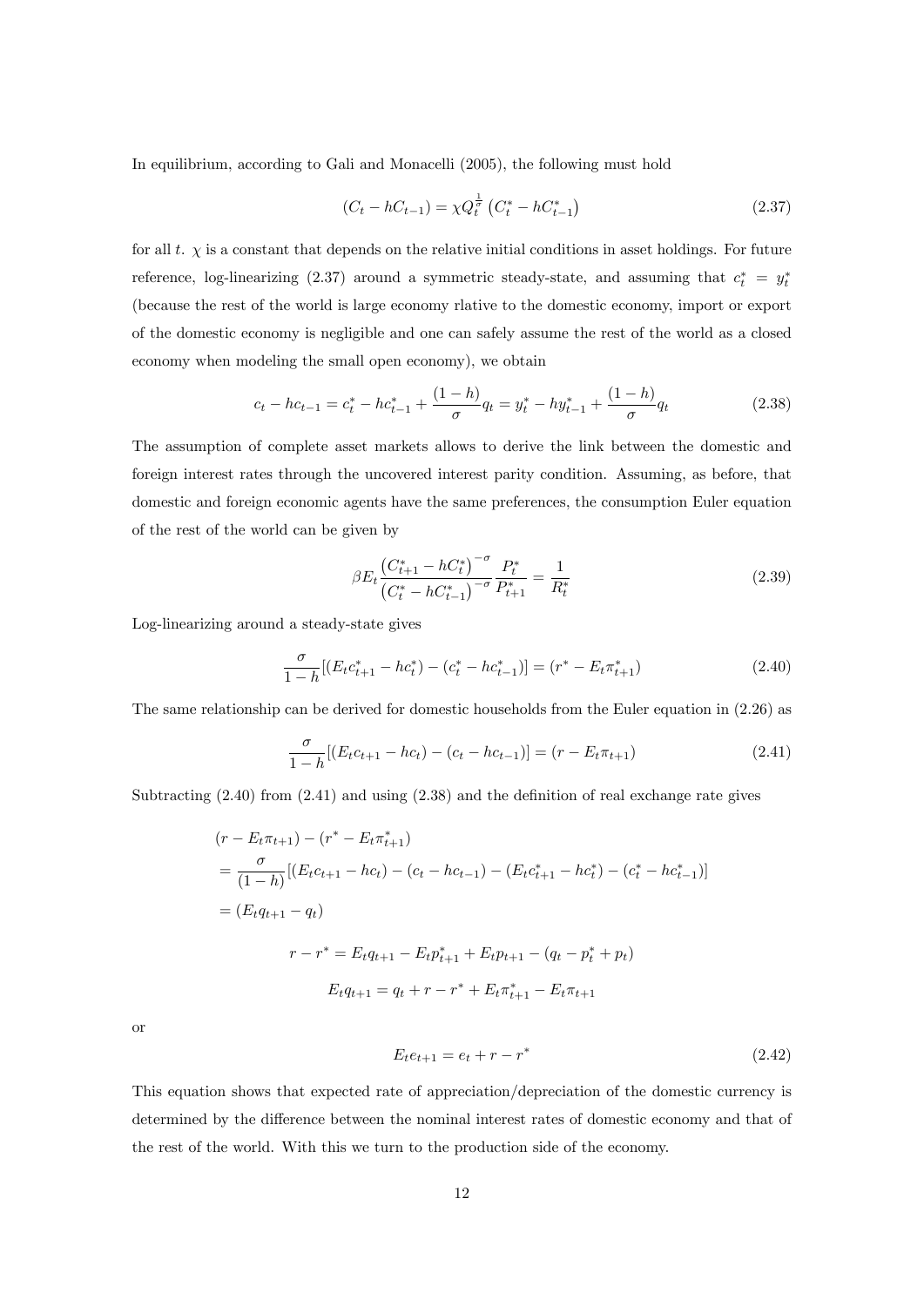In equilibrium, according to Gali and Monacelli (2005), the following must hold

$$(C_t - hC_{t-1}) = \chi Q_t^{\frac{1}{\sigma}} \left(C_t^* - hC_{t-1}^*\right) \tag{2.37}$$

for all $t$. $\chi$ is a constant that depends on the relative initial conditions in asset holdings. For future reference, log-linearizing (2.37) around a symmetric steady-state, and assuming that $c_t^* = y_t^*$ (because the rest of the world is large economy rlative to the domestic economy, import or export of the domestic economy is negligible and one can safely assume the rest of the world as a closed economy when modeling the small open economy), we obtain

$$c_t - hc_{t-1} = c_t^* - hc_{t-1}^* + \frac{(1-h)}{\sigma} q_t = y_t^* - hy_{t-1}^* + \frac{(1-h)}{\sigma} q_t \tag{2.38}$$

The assumption of complete asset markets allows to derive the link between the domestic and foreign interest rates through the uncovered interest parity condition. Assuming, as before, that domestic and foreign economic agents have the same preferences, the consumption Euler equation of the rest of the world can be given by

$$\beta E_t \frac{\left(C_{t+1}^* - hC_t^*\right)^{-\sigma}}{\left(C_t^* - hC_{t-1}^*\right)^{-\sigma}} \frac{P_t^*}{P_{t+1}^*} = \frac{1}{R_t^*} \tag{2.39}$$

Log-linearizing around a steady-state gives

$$\frac{\sigma}{1-h}[(E_t c_{t+1}^* - hc_t^*) - (c_t^* - hc_{t-1}^*)] = (r^* - E_t \pi_{t+1}^*) \tag{2.40}$$

The same relationship can be derived for domestic households from the Euler equation in (2.26) as

$$\frac{\sigma}{1-h}[(E_t c_{t+1} - hc_t) - (c_t - hc_{t-1})] = (r - E_t \pi_{t+1}) \tag{2.41}$$

Subtracting (2.40) from (2.41) and using (2.38) and the definition of real exchange rate gives

$$\begin{aligned}
&(r - E_t \pi_{t+1}) - (r^* - E_t \pi_{t+1}^*) \\
&= \frac{\sigma}{(1-h)}[(E_t c_{t+1} - hc_t) - (c_t - hc_{t-1}) - (E_t c_{t+1}^* - hc_t^*) - (c_t^* - hc_{t-1}^*)] \\
&= (E_t q_{t+1} - q_t)
\end{aligned}$$

$$r - r^* = E_t q_{t+1} - E_t p_{t+1}^* + E_t p_{t+1} - (q_t - p_t^* + p_t)$$

$$E_t q_{t+1} = q_t + r - r^* + E_t \pi_{t+1}^* - E_t \pi_{t+1}$$

or

$$E_t e_{t+1} = e_t + r - r^* \tag{2.42}$$

This equation shows that expected rate of appreciation/depreciation of the domestic currency is determined by the difference between the nominal interest rates of domestic economy and that of the rest of the world. With this we turn to the production side of the economy.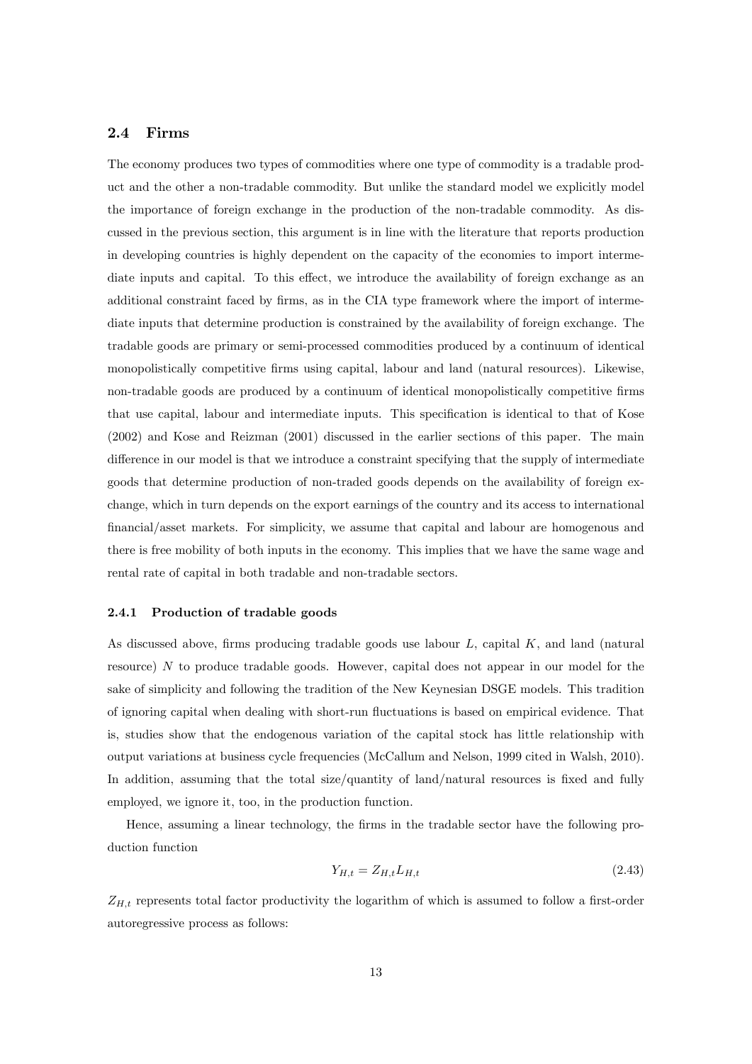### 2.4 Firms

The economy produces two types of commodities where one type of commodity is a tradable product and the other a non-tradable commodity. But unlike the standard model we explicitly model the importance of foreign exchange in the production of the non-tradable commodity. As discussed in the previous section, this argument is in line with the literature that reports production in developing countries is highly dependent on the capacity of the economies to import intermediate inputs and capital. To this effect, we introduce the availability of foreign exchange as an additional constraint faced by firms, as in the CIA type framework where the import of intermediate inputs that determine production is constrained by the availability of foreign exchange. The tradable goods are primary or semi-processed commodities produced by a continuum of identical monopolistically competitive firms using capital, labour and land (natural resources). Likewise, non-tradable goods are produced by a continuum of identical monopolistically competitive firms that use capital, labour and intermediate inputs. This specification is identical to that of Kose (2002) and Kose and Reizman (2001) discussed in the earlier sections of this paper. The main difference in our model is that we introduce a constraint specifying that the supply of intermediate goods that determine production of non-traded goods depends on the availability of foreign exchange, which in turn depends on the export earnings of the country and its access to international financial/asset markets. For simplicity, we assume that capital and labour are homogenous and there is free mobility of both inputs in the economy. This implies that we have the same wage and rental rate of capital in both tradable and non-tradable sectors.

#### 2.4.1 Production of tradable goods

As discussed above, firms producing tradable goods use labour $L$, capital $K$, and land (natural resource) $N$ to produce tradable goods. However, capital does not appear in our model for the sake of simplicity and following the tradition of the New Keynesian DSGE models. This tradition of ignoring capital when dealing with short-run fluctuations is based on empirical evidence. That is, studies show that the endogenous variation of the capital stock has little relationship with output variations at business cycle frequencies (McCallum and Nelson, 1999 cited in Walsh, 2010). In addition, assuming that the total size/quantity of land/natural resources is fixed and fully employed, we ignore it, too, in the production function.

Hence, assuming a linear technology, the firms in the tradable sector have the following production function

$$Y_{H,t} = Z_{H,t} L_{H,t} \tag{2.43}$$

$Z_{H,t}$ represents total factor productivity the logarithm of which is assumed to follow a first-order autoregressive process as follows: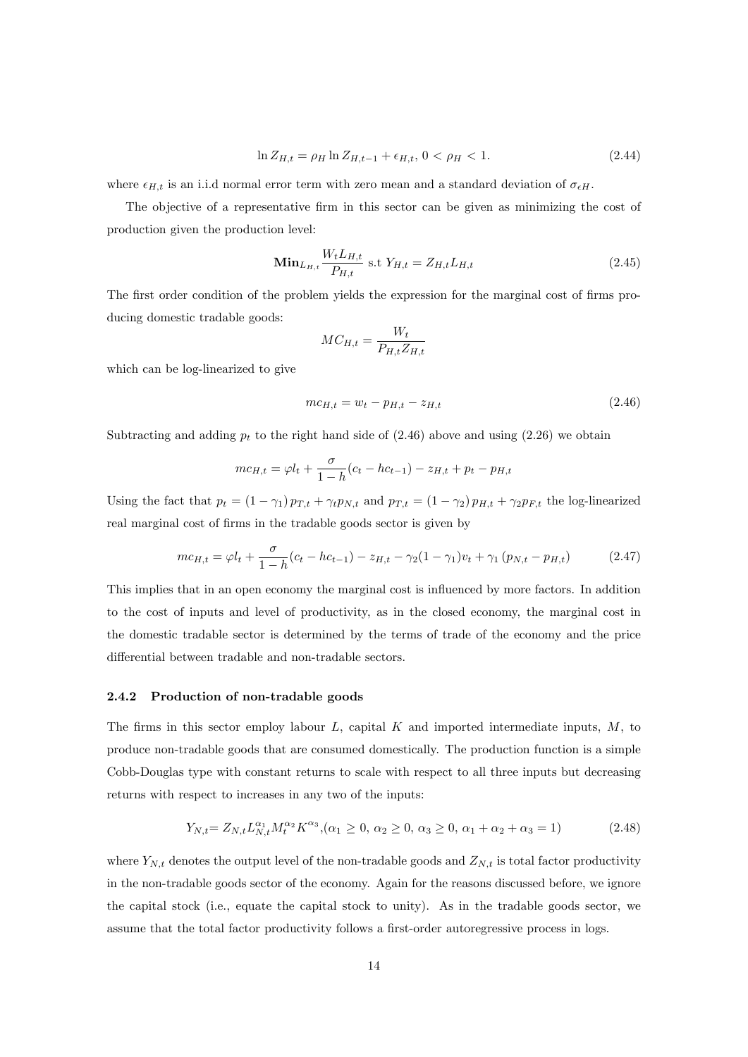$$\ln Z_{H,t} = \rho_H \ln Z_{H,t-1} + \epsilon_{H,t},\ 0 < \rho_H < 1. \tag{2.44}$$

where $\epsilon_{H,t}$ is an i.i.d normal error term with zero mean and a standard deviation of $\sigma_{\epsilon H}$.

The objective of a representative firm in this sector can be given as minimizing the cost of production given the production level:

$$\mathbf{Min}_{L_{H,t}} \frac{W_t L_{H,t}}{P_{H,t}} \text{ s.t } Y_{H,t} = Z_{H,t} L_{H,t} \tag{2.45}$$

The first order condition of the problem yields the expression for the marginal cost of firms producing domestic tradable goods:

$$MC_{H,t} = \frac{W_t}{P_{H,t} Z_{H,t}}$$

which can be log-linearized to give

$$mc_{H,t} = w_t - p_{H,t} - z_{H,t} \tag{2.46}$$

Subtracting and adding $p_t$ to the right hand side of (2.46) above and using (2.26) we obtain

$$mc_{H,t} = \varphi l_t + \frac{\sigma}{1-h}(c_t - hc_{t-1}) - z_{H,t} + p_t - p_{H,t}$$

Using the fact that $p_t = (1-\gamma_1) p_{T,t} + \gamma_t p_{N,t}$ and $p_{T,t} = (1-\gamma_2) p_{H,t} + \gamma_2 p_{F,t}$ the log-linearized real marginal cost of firms in the tradable goods sector is given by

$$mc_{H,t} = \varphi l_t + \frac{\sigma}{1-h}(c_t - hc_{t-1}) - z_{H,t} - \gamma_2(1-\gamma_1) v_t + \gamma_1 (p_{N,t} - p_{H,t}) \tag{2.47}$$

This implies that in an open economy the marginal cost is influenced by more factors. In addition to the cost of inputs and level of productivity, as in the closed economy, the marginal cost in the domestic tradable sector is determined by the terms of trade of the economy and the price differential between tradable and non-tradable sectors.

### 2.4.2 Production of non-tradable goods

The firms in this sector employ labour $L$, capital $K$ and imported intermediate inputs, $M$, to produce non-tradable goods that are consumed domestically. The production function is a simple Cobb-Douglas type with constant returns to scale with respect to all three inputs but decreasing returns with respect to increases in any two of the inputs:

$$Y_{N,t} = Z_{N,t} L_{N,t}^{\alpha_1} M_t^{\alpha_2} K^{\alpha_3}, (\alpha_1 \geq 0,\ \alpha_2 \geq 0,\ \alpha_3 \geq 0,\ \alpha_1 + \alpha_2 + \alpha_3 = 1) \tag{2.48}$$

where $Y_{N,t}$ denotes the output level of the non-tradable goods and $Z_{N,t}$ is total factor productivity in the non-tradable goods sector of the economy. Again for the reasons discussed before, we ignore the capital stock (i.e., equate the capital stock to unity). As in the tradable goods sector, we assume that the total factor productivity follows a first-order autoregressive process in logs.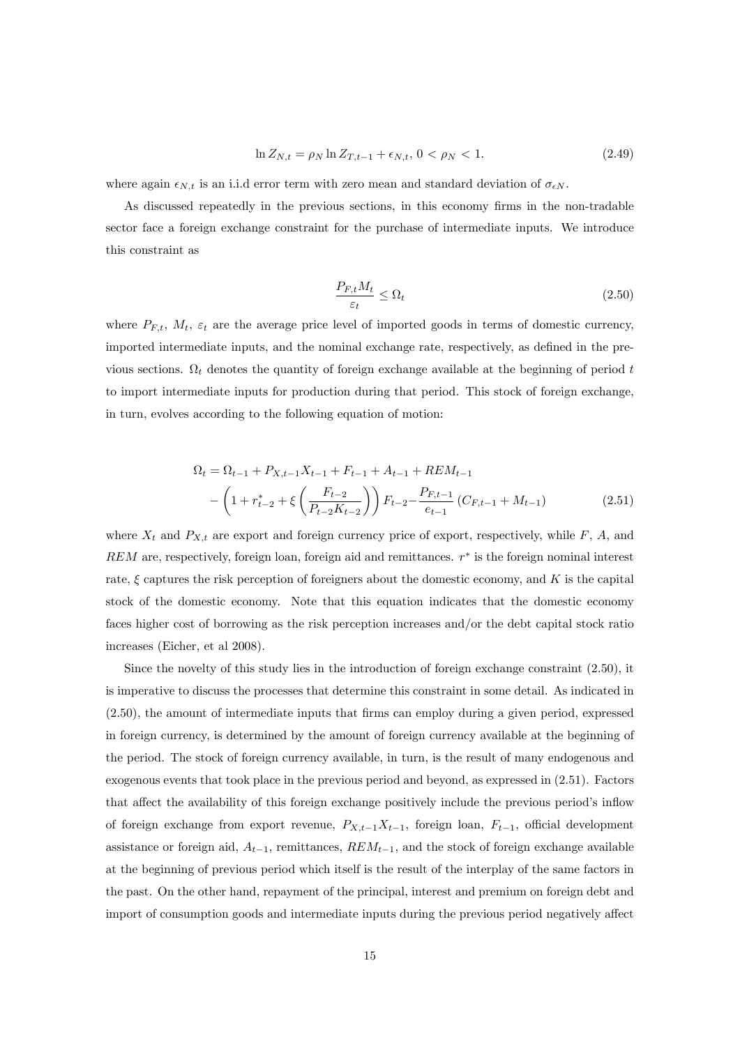$$\ln Z_{N,t} = \rho_N \ln Z_{T,t-1} + \epsilon_{N,t},\ 0 < \rho_N < 1. \tag{2.49}$$

where again $\epsilon_{N,t}$ is an i.i.d error term with zero mean and standard deviation of $\sigma_{\epsilon N}$.

As discussed repeatedly in the previous sections, in this economy firms in the non-tradable sector face a foreign exchange constraint for the purchase of intermediate inputs. We introduce this constraint as

$$\frac{P_{F,t} M_t}{\varepsilon_t} \leq \Omega_t \tag{2.50}$$

where $P_{F,t}$, $M_t$, $\varepsilon_t$ are the average price level of imported goods in terms of domestic currency, imported intermediate inputs, and the nominal exchange rate, respectively, as defined in the previous sections. $\Omega_t$ denotes the quantity of foreign exchange available at the beginning of period $t$ to import intermediate inputs for production during that period. This stock of foreign exchange, in turn, evolves according to the following equation of motion:

$$\begin{aligned}\Omega_t = {} & \Omega_{t-1} + P_{X,t-1} X_{t-1} + F_{t-1} + A_{t-1} + REM_{t-1} \\ & - \left(1 + r^*_{t-2} + \xi\left(\frac{F_{t-2}}{P_{t-2} K_{t-2}}\right)\right) F_{t-2} - \frac{P_{F,t-1}}{e_{t-1}} \left(C_{F,t-1} + M_{t-1}\right)\end{aligned} \tag{2.51}$$

where $X_t$ and $P_{X,t}$ are export and foreign currency price of export, respectively, while $F$, $A$, and $REM$ are, respectively, foreign loan, foreign aid and remittances. $r^*$ is the foreign nominal interest rate, $\xi$ captures the risk perception of foreigners about the domestic economy, and $K$ is the capital stock of the domestic economy. Note that this equation indicates that the domestic economy faces higher cost of borrowing as the risk perception increases and/or the debt capital stock ratio increases (Eicher, et al 2008).

Since the novelty of this study lies in the introduction of foreign exchange constraint (2.50), it is imperative to discuss the processes that determine this constraint in some detail. As indicated in (2.50), the amount of intermediate inputs that firms can employ during a given period, expressed in foreign currency, is determined by the amount of foreign currency available at the beginning of the period. The stock of foreign currency available, in turn, is the result of many endogenous and exogenous events that took place in the previous period and beyond, as expressed in (2.51). Factors that affect the availability of this foreign exchange positively include the previous period's inflow of foreign exchange from export revenue, $P_{X,t-1} X_{t-1}$, foreign loan, $F_{t-1}$, official development assistance or foreign aid, $A_{t-1}$, remittances, $REM_{t-1}$, and the stock of foreign exchange available at the beginning of previous period which itself is the result of the interplay of the same factors in the past. On the other hand, repayment of the principal, interest and premium on foreign debt and import of consumption goods and intermediate inputs during the previous period negatively affect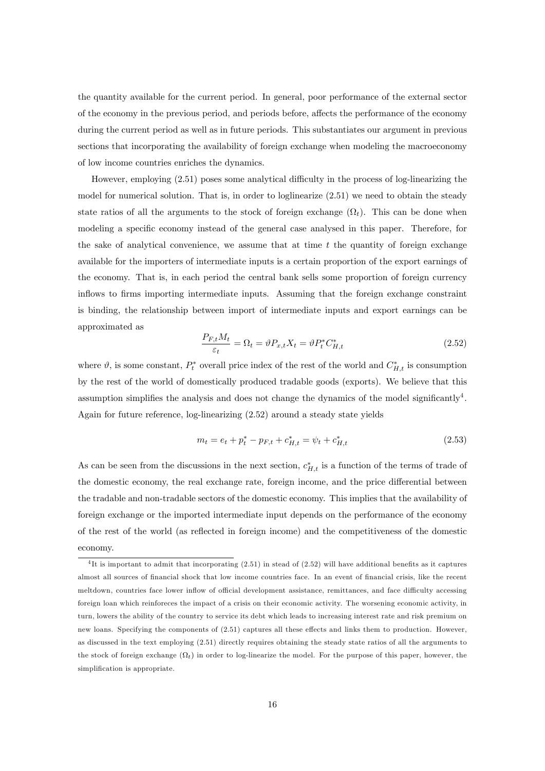the quantity available for the current period. In general, poor performance of the external sector of the economy in the previous period, and periods before, affects the performance of the economy during the current period as well as in future periods. This substantiates our argument in previous sections that incorporating the availability of foreign exchange when modeling the macroeconomy of low income countries enriches the dynamics.

However, employing (2.51) poses some analytical difficulty in the process of log-linearizing the model for numerical solution. That is, in order to loglinearize (2.51) we need to obtain the steady state ratios of all the arguments to the stock of foreign exchange ($\Omega_t$). This can be done when modeling a specific economy instead of the general case analysed in this paper. Therefore, for the sake of analytical convenience, we assume that at time $t$ the quantity of foreign exchange available for the importers of intermediate inputs is a certain proportion of the export earnings of the economy. That is, in each period the central bank sells some proportion of foreign currency inflows to firms importing intermediate inputs. Assuming that the foreign exchange constraint is binding, the relationship between import of intermediate inputs and export earnings can be approximated as

$$\frac{P_{F,t}M_t}{\varepsilon_t} = \Omega_t = \vartheta P_{x,t}X_t = \vartheta P_t^* C_{H,t}^* \tag{2.52}$$

where $\vartheta$, is some constant, $P_t^*$ overall price index of the rest of the world and $C_{H,t}^*$ is consumption by the rest of the world of domestically produced tradable goods (exports). We believe that this assumption simplifies the analysis and does not change the dynamics of the model significantly[4]. Again for future reference, log-linearizing (2.52) around a steady state yields

$$m_t = e_t + p_t^* - p_{F,t} + c_{H,t}^* = \psi_t + c_{H,t}^* \tag{2.53}$$

As can be seen from the discussions in the next section, $c_{H,t}^*$ is a function of the terms of trade of the domestic economy, the real exchange rate, foreign income, and the price differential between the tradable and non-tradable sectors of the domestic economy. This implies that the availability of foreign exchange or the imported intermediate input depends on the performance of the economy of the rest of the world (as reflected in foreign income) and the competitiveness of the domestic economy.

[4] It is important to admit that incorporating (2.51) in stead of (2.52) will have additional benefits as it captures almost all sources of financial shock that low income countries face. In an event of financial crisis, like the recent meltdown, countries face lower inflow of official development assistance, remittances, and face difficulty accessing foreign loan which reinforeces the impact of a crisis on their economic activity. The worsening economic activity, in turn, lowers the ability of the country to service its debt which leads to increasing interest rate and risk premium on new loans. Specifying the components of (2.51) captures all these effects and links them to production. However, as discussed in the text employing (2.51) directly requires obtaining the steady state ratios of all the arguments to the stock of foreign exchange ($\Omega_t$) in order to log-linearize the model. For the purpose of this paper, however, the simplification is appropriate.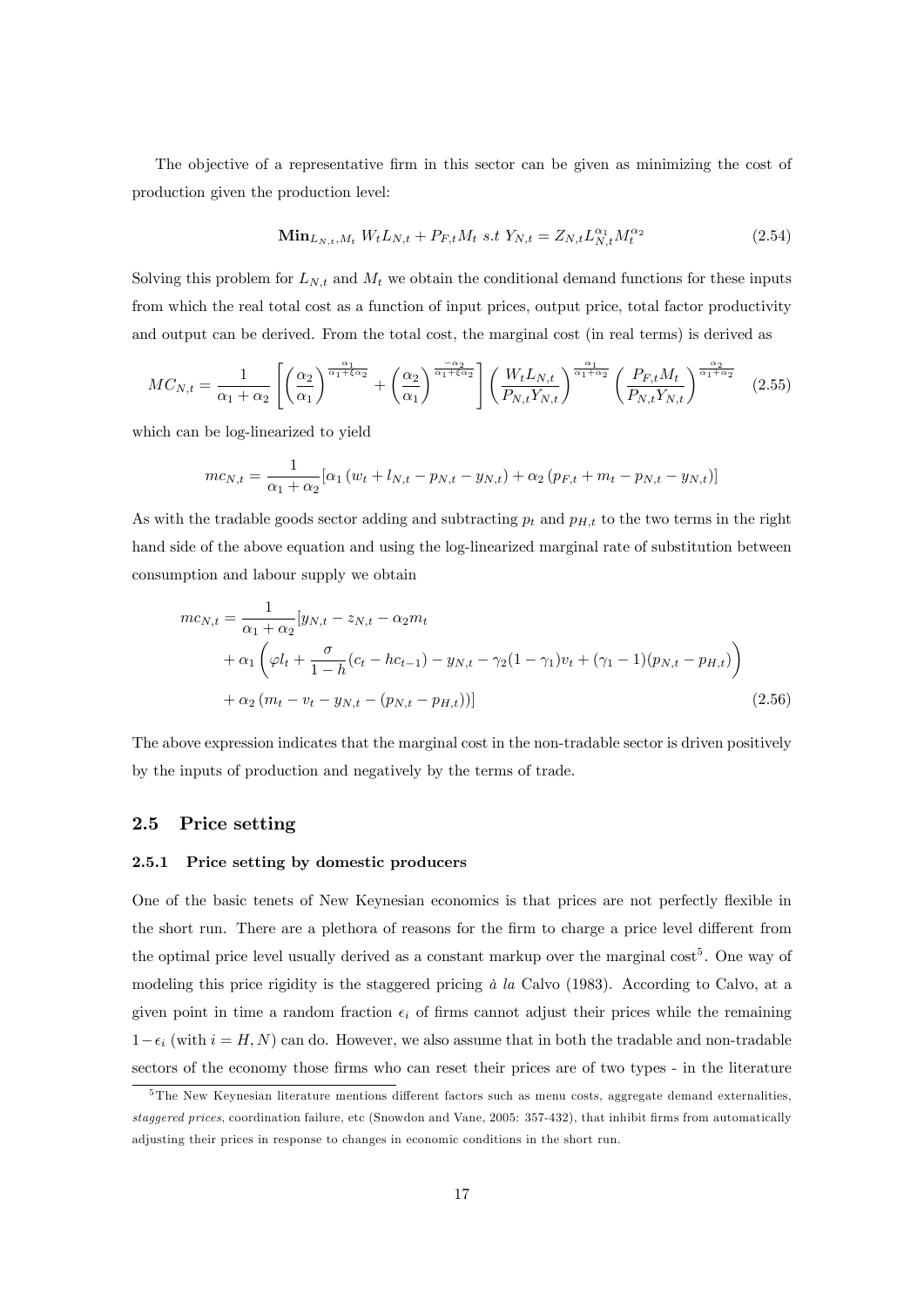The objective of a representative firm in this sector can be given as minimizing the cost of production given the production level:

$$\mathbf{Min}_{L_{N,t},M_t}\; W_t L_{N,t} + P_{F,t} M_t \; s.t \; Y_{N,t} = Z_{N,t} L_{N,t}^{\alpha_1} M_t^{\alpha_2} \tag{2.54}$$

Solving this problem for $L_{N,t}$ and $M_t$ we obtain the conditional demand functions for these inputs from which the real total cost as a function of input prices, output price, total factor productivity and output can be derived. From the total cost, the marginal cost (in real terms) is derived as

$$MC_{N,t} = \frac{1}{\alpha_1 + \alpha_2}\left[\left(\frac{\alpha_2}{\alpha_1}\right)^{\frac{\alpha_1}{\alpha_1+\xi\alpha_2}} + \left(\frac{\alpha_2}{\alpha_1}\right)^{\frac{-\alpha_2}{\alpha_1+\xi\alpha_2}}\right]\left(\frac{W_t L_{N,t}}{P_{N,t}Y_{N,t}}\right)^{\frac{\alpha_1}{\alpha_1+\alpha_2}}\left(\frac{P_{F,t}M_t}{P_{N,t}Y_{N,t}}\right)^{\frac{\alpha_2}{\alpha_1+\alpha_2}} \tag{2.55}$$

which can be log-linearized to yield

$$mc_{N,t} = \frac{1}{\alpha_1+\alpha_2}\left[\alpha_1\left(w_t + l_{N,t} - p_{N,t} - y_{N,t}\right) + \alpha_2\left(p_{F,t} + m_t - p_{N,t} - y_{N,t}\right)\right]$$

As with the tradable goods sector adding and subtracting $p_t$ and $p_{H,t}$ to the two terms in the right hand side of the above equation and using the log-linearized marginal rate of substitution between consumption and labour supply we obtain

$$\begin{aligned}
mc_{N,t} = \frac{1}{\alpha_1+\alpha_2}&[y_{N,t} - z_{N,t} - \alpha_2 m_t \\
&+ \alpha_1\left(\varphi l_t + \frac{\sigma}{1-h}(c_t - hc_{t-1}) - y_{N,t} - \gamma_2(1-\gamma_1)v_t + (\gamma_1 - 1)(p_{N,t} - p_{H,t})\right) \\
&+ \alpha_2\left(m_t - v_t - y_{N,t} - (p_{N,t} - p_{H,t})\right)]
\end{aligned} \tag{2.56}$$

The above expression indicates that the marginal cost in the non-tradable sector is driven positively by the inputs of production and negatively by the terms of trade.

## 2.5 Price setting

### 2.5.1 Price setting by domestic producers

One of the basic tenets of New Keynesian economics is that prices are not perfectly flexible in the short run. There are a plethora of reasons for the firm to charge a price level different from the optimal price level usually derived as a constant markup over the marginal cost[5]. One way of modeling this price rigidity is the staggered pricing *à la* Calvo (1983). According to Calvo, at a given point in time a random fraction $\epsilon_i$ of firms cannot adjust their prices while the remaining $1-\epsilon_i$ (with $i = H, N$) can do. However, we also assume that in both the tradable and non-tradable sectors of the economy those firms who can reset their prices are of two types - in the literature

[5] The New Keynesian literature mentions different factors such as menu costs, aggregate demand externalities, *staggered prices*, coordination failure, etc (Snowdon and Vane, 2005: 357-432), that inhibit firms from automatically adjusting their prices in response to changes in economic conditions in the short run.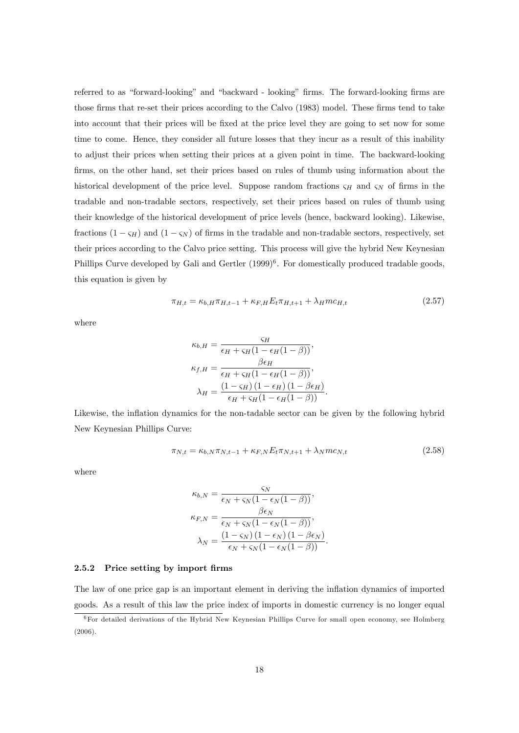referred to as "forward-looking" and "backward - looking" firms. The forward-looking firms are those firms that re-set their prices according to the Calvo (1983) model. These firms tend to take into account that their prices will be fixed at the price level they are going to set now for some time to come. Hence, they consider all future losses that they incur as a result of this inability to adjust their prices when setting their prices at a given point in time. The backward-looking firms, on the other hand, set their prices based on rules of thumb using information about the historical development of the price level. Suppose random fractions $\varsigma_H$ and $\varsigma_N$ of firms in the tradable and non-tradable sectors, respectively, set their prices based on rules of thumb using their knowledge of the historical development of price levels (hence, backward looking). Likewise, fractions $(1 - \varsigma_H)$ and $(1 - \varsigma_N)$ of firms in the tradable and non-tradable sectors, respectively, set their prices according to the Calvo price setting. This process will give the hybrid New Keynesian Phillips Curve developed by Gali and Gertler (1999)[6]. For domestically produced tradable goods, this equation is given by

$$\pi_{H,t} = \kappa_{b,H}\pi_{H,t-1} + \kappa_{F,H}E_t\pi_{H,t+1} + \lambda_H mc_{H,t} \tag{2.57}$$

where

$$\kappa_{b,H} = \frac{\varsigma_H}{\epsilon_H + \varsigma_H(1 - \epsilon_H(1 - \beta))},$$
$$\kappa_{f,H} = \frac{\beta\epsilon_H}{\epsilon_H + \varsigma_H(1 - \epsilon_H(1 - \beta))},$$
$$\lambda_H = \frac{(1 - \varsigma_H)(1 - \epsilon_H)(1 - \beta\epsilon_H)}{\epsilon_H + \varsigma_H(1 - \epsilon_H(1 - \beta))}.$$

Likewise, the inflation dynamics for the non-tadable sector can be given by the following hybrid New Keynesian Phillips Curve:

$$\pi_{N,t} = \kappa_{b,N}\pi_{N,t-1} + \kappa_{F,N}E_t\pi_{N,t+1} + \lambda_N mc_{N,t} \tag{2.58}$$

where

$$\kappa_{b,N} = \frac{\varsigma_N}{\epsilon_N + \varsigma_N(1 - \epsilon_N(1 - \beta))},$$
$$\kappa_{F,N} = \frac{\beta\epsilon_N}{\epsilon_N + \varsigma_N(1 - \epsilon_N(1 - \beta))},$$
$$\lambda_N = \frac{(1 - \varsigma_N)(1 - \epsilon_N)(1 - \beta\epsilon_N)}{\epsilon_N + \varsigma_N(1 - \epsilon_N(1 - \beta))}.$$

### 2.5.2 Price setting by import firms

The law of one price gap is an important element in deriving the inflation dynamics of imported goods. As a result of this law the price index of imports in domestic currency is no longer equal

[6] For detailed derivations of the Hybrid New Keynesian Phillips Curve for small open economy, see Holmberg (2006).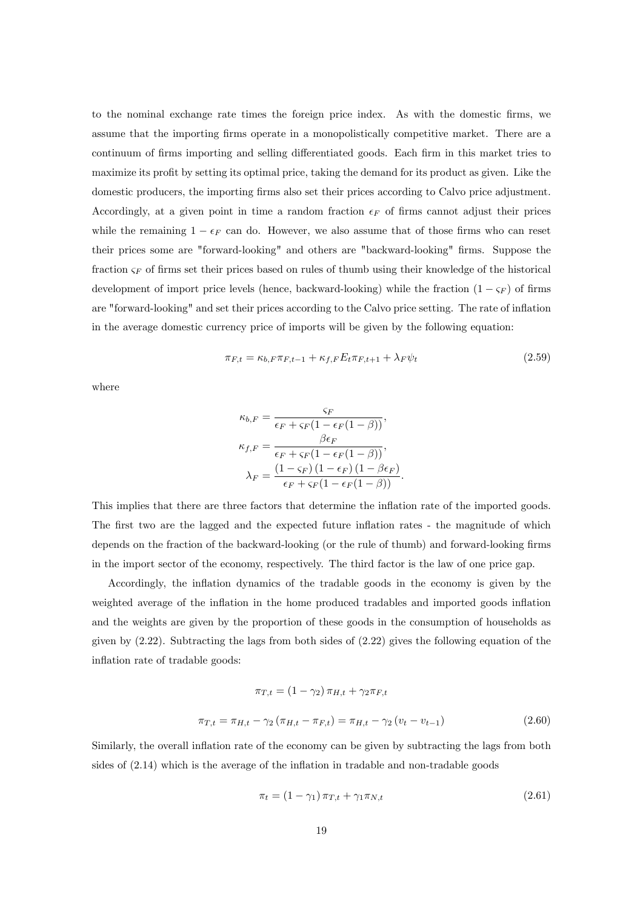to the nominal exchange rate times the foreign price index. As with the domestic firms, we assume that the importing firms operate in a monopolistically competitive market. There are a continuum of firms importing and selling differentiated goods. Each firm in this market tries to maximize its profit by setting its optimal price, taking the demand for its product as given. Like the domestic producers, the importing firms also set their prices according to Calvo price adjustment. Accordingly, at a given point in time a random fraction $\epsilon_F$ of firms cannot adjust their prices while the remaining $1 - \epsilon_F$ can do. However, we also assume that of those firms who can reset their prices some are "forward-looking" and others are "backward-looking" firms. Suppose the fraction $\varsigma_F$ of firms set their prices based on rules of thumb using their knowledge of the historical development of import price levels (hence, backward-looking) while the fraction $(1 - \varsigma_F)$ of firms are "forward-looking" and set their prices according to the Calvo price setting. The rate of inflation in the average domestic currency price of imports will be given by the following equation:

$$\pi_{F,t} = \kappa_{b,F}\pi_{F,t-1} + \kappa_{f,F}E_t\pi_{F,t+1} + \lambda_F\psi_t \tag{2.59}$$

where

$$\kappa_{b,F} = \frac{\varsigma_F}{\epsilon_F + \varsigma_F(1 - \epsilon_F(1-\beta))},$$

$$\kappa_{f,F} = \frac{\beta\epsilon_F}{\epsilon_F + \varsigma_F(1 - \epsilon_F(1-\beta))},$$

$$\lambda_F = \frac{(1-\varsigma_F)(1-\epsilon_F)(1-\beta\epsilon_F)}{\epsilon_F + \varsigma_F(1 - \epsilon_F(1-\beta))}.$$

This implies that there are three factors that determine the inflation rate of the imported goods. The first two are the lagged and the expected future inflation rates - the magnitude of which depends on the fraction of the backward-looking (or the rule of thumb) and forward-looking firms in the import sector of the economy, respectively. The third factor is the law of one price gap.

Accordingly, the inflation dynamics of the tradable goods in the economy is given by the weighted average of the inflation in the home produced tradables and imported goods inflation and the weights are given by the proportion of these goods in the consumption of households as given by (2.22). Subtracting the lags from both sides of (2.22) gives the following equation of the inflation rate of tradable goods:

$$\pi_{T,t} = (1-\gamma_2)\,\pi_{H,t} + \gamma_2\pi_{F,t}$$

$$\pi_{T,t} = \pi_{H,t} - \gamma_2\,(\pi_{H,t} - \pi_{F,t}) = \pi_{H,t} - \gamma_2\,(v_t - v_{t-1}) \tag{2.60}$$

Similarly, the overall inflation rate of the economy can be given by subtracting the lags from both sides of (2.14) which is the average of the inflation in tradable and non-tradable goods

$$\pi_t = (1-\gamma_1)\,\pi_{T,t} + \gamma_1\pi_{N,t} \tag{2.61}$$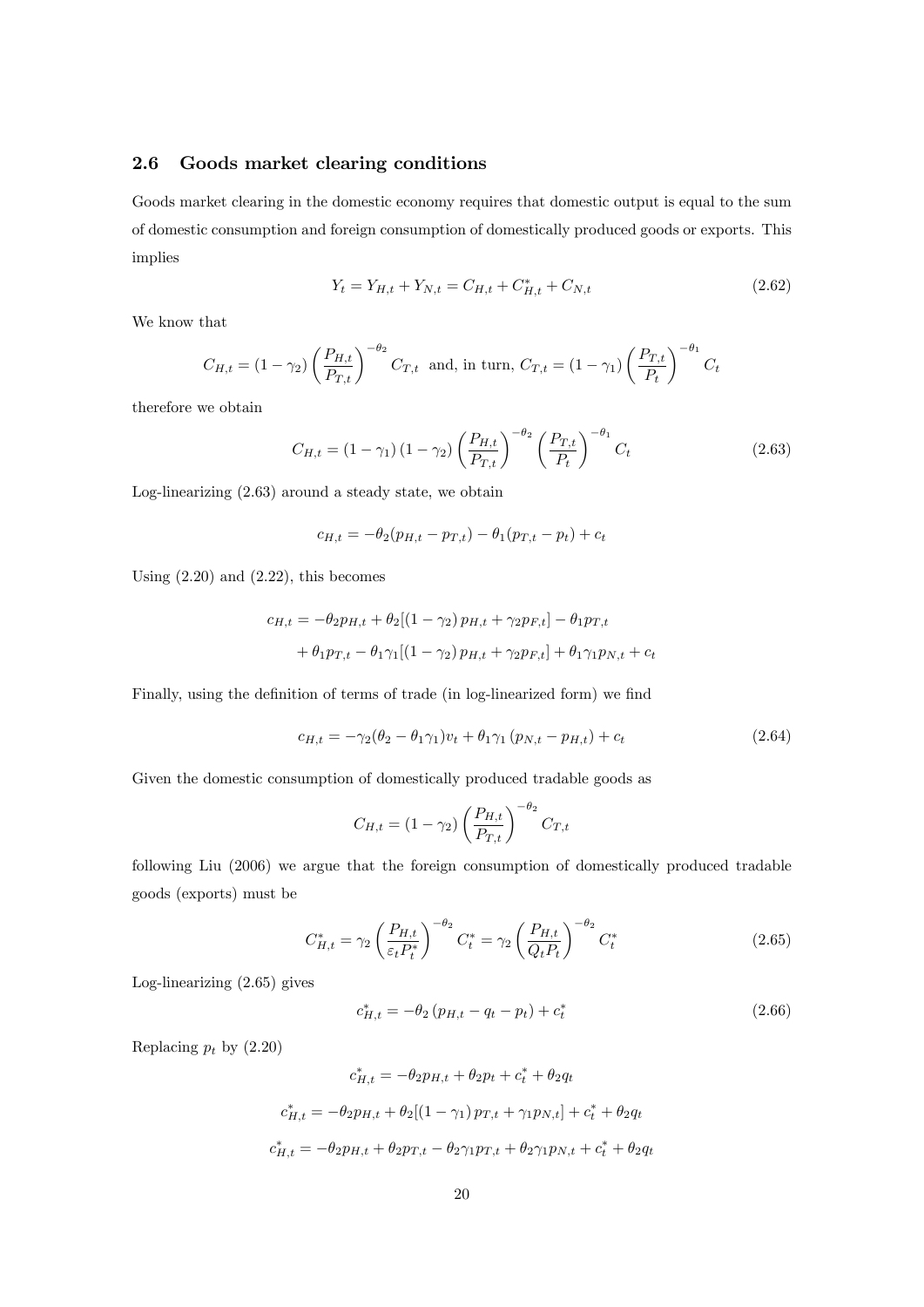## 2.6 Goods market clearing conditions

Goods market clearing in the domestic economy requires that domestic output is equal to the sum of domestic consumption and foreign consumption of domestically produced goods or exports. This implies

$$Y_t = Y_{H,t} + Y_{N,t} = C_{H,t} + C^*_{H,t} + C_{N,t} \tag{2.62}$$

We know that

$$C_{H,t} = (1-\gamma_2)\left(\frac{P_{H,t}}{P_{T,t}}\right)^{-\theta_2} C_{T,t} \text{ and, in turn, } C_{T,t} = (1-\gamma_1)\left(\frac{P_{T,t}}{P_t}\right)^{-\theta_1} C_t$$

therefore we obtain

$$C_{H,t} = (1-\gamma_1)(1-\gamma_2)\left(\frac{P_{H,t}}{P_{T,t}}\right)^{-\theta_2}\left(\frac{P_{T,t}}{P_t}\right)^{-\theta_1} C_t \tag{2.63}$$

Log-linearizing (2.63) around a steady state, we obtain

$$c_{H,t} = -\theta_2(p_{H,t} - p_{T,t}) - \theta_1(p_{T,t} - p_t) + c_t$$

Using (2.20) and (2.22), this becomes

$$\begin{aligned} c_{H,t} &= -\theta_2 p_{H,t} + \theta_2[(1-\gamma_2)\, p_{H,t} + \gamma_2 p_{F,t}] - \theta_1 p_{T,t} \\ &\quad + \theta_1 p_{T,t} - \theta_1\gamma_1[(1-\gamma_2)\, p_{H,t} + \gamma_2 p_{F,t}] + \theta_1\gamma_1 p_{N,t} + c_t \end{aligned}$$

Finally, using the definition of terms of trade (in log-linearized form) we find

$$c_{H,t} = -\gamma_2(\theta_2 - \theta_1\gamma_1)v_t + \theta_1\gamma_1(p_{N,t} - p_{H,t}) + c_t \tag{2.64}$$

Given the domestic consumption of domestically produced tradable goods as

$$C_{H,t} = (1-\gamma_2)\left(\frac{P_{H,t}}{P_{T,t}}\right)^{-\theta_2} C_{T,t}$$

following Liu (2006) we argue that the foreign consumption of domestically produced tradable goods (exports) must be

$$C^*_{H,t} = \gamma_2\left(\frac{P_{H,t}}{\varepsilon_t P^*_t}\right)^{-\theta_2} C^*_t = \gamma_2\left(\frac{P_{H,t}}{Q_t P_t}\right)^{-\theta_2} C^*_t \tag{2.65}$$

Log-linearizing (2.65) gives

$$c^*_{H,t} = -\theta_2(p_{H,t} - q_t - p_t) + c^*_t \tag{2.66}$$

Replacing $p_t$ by (2.20)

$$c^*_{H,t} = -\theta_2 p_{H,t} + \theta_2 p_t + c^*_t + \theta_2 q_t$$

$$c^*_{H,t} = -\theta_2 p_{H,t} + \theta_2[(1-\gamma_1)\, p_{T,t} + \gamma_1 p_{N,t}] + c^*_t + \theta_2 q_t$$

$$c^*_{H,t} = -\theta_2 p_{H,t} + \theta_2 p_{T,t} - \theta_2\gamma_1 p_{T,t} + \theta_2\gamma_1 p_{N,t} + c^*_t + \theta_2 q_t$$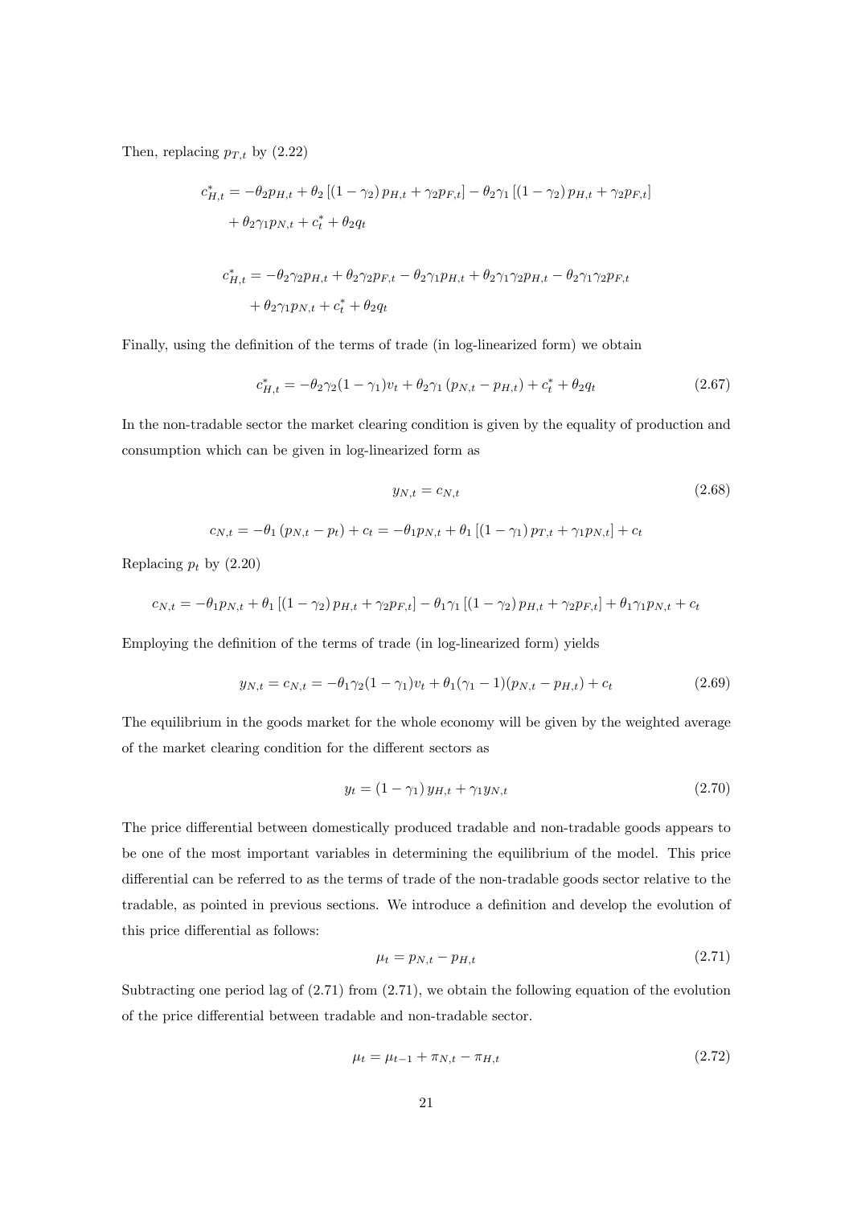Then, replacing $p_{T,t}$ by (2.22)

$$c_{H,t}^{*} = -\theta_2 p_{H,t} + \theta_2 \left[ (1-\gamma_2) \, p_{H,t} + \gamma_2 p_{F,t} \right] - \theta_2 \gamma_1 \left[ (1-\gamma_2) \, p_{H,t} + \gamma_2 p_{F,t} \right]$$
$$+ \theta_2 \gamma_1 p_{N,t} + c_t^{*} + \theta_2 q_t$$

$$c_{H,t}^{*} = -\theta_2 \gamma_2 p_{H,t} + \theta_2 \gamma_2 p_{F,t} - \theta_2 \gamma_1 p_{H,t} + \theta_2 \gamma_1 \gamma_2 p_{H,t} - \theta_2 \gamma_1 \gamma_2 p_{F,t}$$
$$+ \theta_2 \gamma_1 p_{N,t} + c_t^{*} + \theta_2 q_t$$

Finally, using the definition of the terms of trade (in log-linearized form) we obtain

$$c_{H,t}^{*} = -\theta_2 \gamma_2 (1-\gamma_1) v_t + \theta_2 \gamma_1 \left( p_{N,t} - p_{H,t} \right) + c_t^{*} + \theta_2 q_t \tag{2.67}$$

In the non-tradable sector the market clearing condition is given by the equality of production and consumption which can be given in log-linearized form as

$$y_{N,t} = c_{N,t} \tag{2.68}$$

$$c_{N,t} = -\theta_1 \left( p_{N,t} - p_t \right) + c_t = -\theta_1 p_{N,t} + \theta_1 \left[ (1-\gamma_1) \, p_{T,t} + \gamma_1 p_{N,t} \right] + c_t$$

Replacing $p_t$ by (2.20)

$$c_{N,t} = -\theta_1 p_{N,t} + \theta_1 \left[ (1-\gamma_2) \, p_{H,t} + \gamma_2 p_{F,t} \right] - \theta_1 \gamma_1 \left[ (1-\gamma_2) \, p_{H,t} + \gamma_2 p_{F,t} \right] + \theta_1 \gamma_1 p_{N,t} + c_t$$

Employing the definition of the terms of trade (in log-linearized form) yields

$$y_{N,t} = c_{N,t} = -\theta_1 \gamma_2 (1-\gamma_1) v_t + \theta_1 (\gamma_1 - 1)(p_{N,t} - p_{H,t}) + c_t \tag{2.69}$$

The equilibrium in the goods market for the whole economy will be given by the weighted average of the market clearing condition for the different sectors as

$$y_t = (1-\gamma_1) \, y_{H,t} + \gamma_1 y_{N,t} \tag{2.70}$$

The price differential between domestically produced tradable and non-tradable goods appears to be one of the most important variables in determining the equilibrium of the model. This price differential can be referred to as the terms of trade of the non-tradable goods sector relative to the tradable, as pointed in previous sections. We introduce a definition and develop the evolution of this price differential as follows:

$$\mu_t = p_{N,t} - p_{H,t} \tag{2.71}$$

Subtracting one period lag of (2.71) from (2.71), we obtain the following equation of the evolution of the price differential between tradable and non-tradable sector.

$$\mu_t = \mu_{t-1} + \pi_{N,t} - \pi_{H,t} \tag{2.72}$$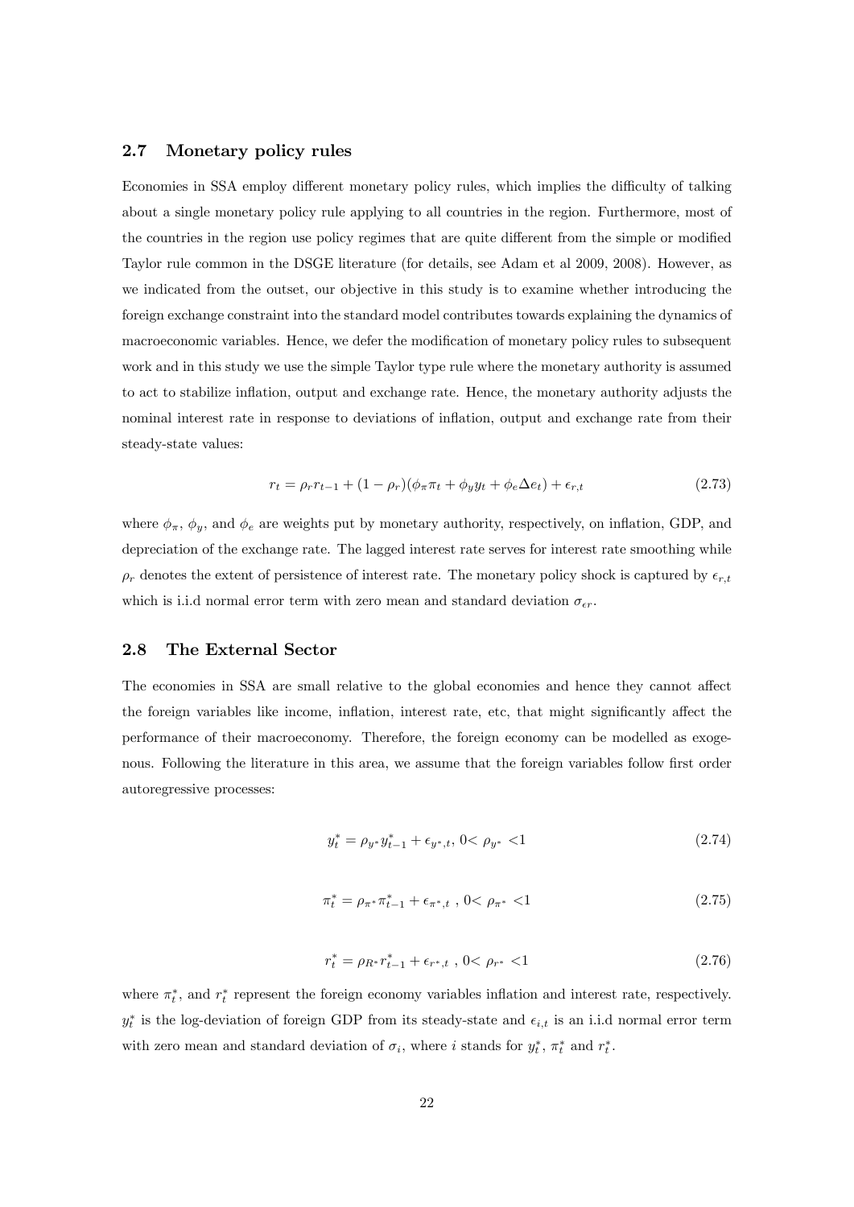## 2.7 Monetary policy rules

Economies in SSA employ different monetary policy rules, which implies the difficulty of talking about a single monetary policy rule applying to all countries in the region. Furthermore, most of the countries in the region use policy regimes that are quite different from the simple or modified Taylor rule common in the DSGE literature (for details, see Adam et al 2009, 2008). However, as we indicated from the outset, our objective in this study is to examine whether introducing the foreign exchange constraint into the standard model contributes towards explaining the dynamics of macroeconomic variables. Hence, we defer the modification of monetary policy rules to subsequent work and in this study we use the simple Taylor type rule where the monetary authority is assumed to act to stabilize inflation, output and exchange rate. Hence, the monetary authority adjusts the nominal interest rate in response to deviations of inflation, output and exchange rate from their steady-state values:

$$r_t = \rho_r r_{t-1} + (1 - \rho_r)(\phi_\pi \pi_t + \phi_y y_t + \phi_e \Delta e_t) + \epsilon_{r,t} \tag{2.73}$$

where $\phi_\pi$, $\phi_y$, and $\phi_e$ are weights put by monetary authority, respectively, on inflation, GDP, and depreciation of the exchange rate. The lagged interest rate serves for interest rate smoothing while $\rho_r$ denotes the extent of persistence of interest rate. The monetary policy shock is captured by $\epsilon_{r,t}$ which is i.i.d normal error term with zero mean and standard deviation $\sigma_{\epsilon r}$.

## 2.8 The External Sector

The economies in SSA are small relative to the global economies and hence they cannot affect the foreign variables like income, inflation, interest rate, etc, that might significantly affect the performance of their macroeconomy. Therefore, the foreign economy can be modelled as exogenous. Following the literature in this area, we assume that the foreign variables follow first order autoregressive processes:

$$y_t^* = \rho_{y^*} y_{t-1}^* + \epsilon_{y^*,t},\ 0 < \rho_{y^*} < 1 \tag{2.74}$$

$$\pi_t^* = \rho_{\pi^*} \pi_{t-1}^* + \epsilon_{\pi^*,t}\ ,\ 0 < \rho_{\pi^*} < 1 \tag{2.75}$$

$$r_t^* = \rho_{R^*} r_{t-1}^* + \epsilon_{r^*,t}\ ,\ 0 < \rho_{r^*} < 1 \tag{2.76}$$

where $\pi_t^*$, and $r_t^*$ represent the foreign economy variables inflation and interest rate, respectively. $y_t^*$ is the log-deviation of foreign GDP from its steady-state and $\epsilon_{i,t}$ is an i.i.d normal error term with zero mean and standard deviation of $\sigma_i$, where $i$ stands for $y_t^*$, $\pi_t^*$ and $r_t^*$.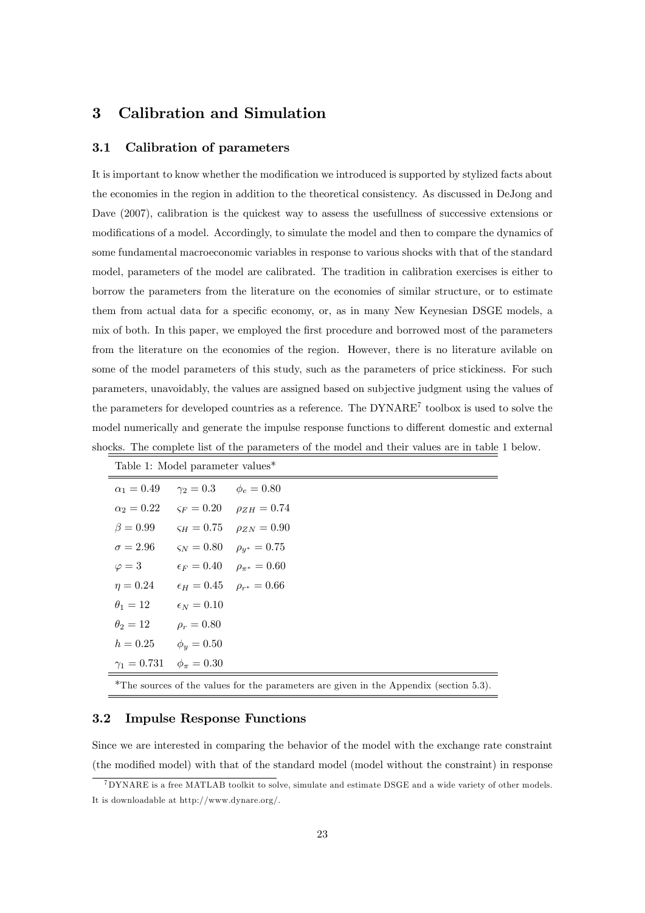## 3 Calibration and Simulation

### 3.1 Calibration of parameters

It is important to know whether the modification we introduced is supported by stylized facts about the economies in the region in addition to the theoretical consistency. As discussed in DeJong and Dave (2007), calibration is the quickest way to assess the usefullness of successive extensions or modifications of a model. Accordingly, to simulate the model and then to compare the dynamics of some fundamental macroeconomic variables in response to various shocks with that of the standard model, parameters of the model are calibrated. The tradition in calibration exercises is either to borrow the parameters from the literature on the economies of similar structure, or to estimate them from actual data for a specific economy, or, as in many New Keynesian DSGE models, a mix of both. In this paper, we employed the first procedure and borrowed most of the parameters from the literature on the economies of the region. However, there is no literature avilable on some of the model parameters of this study, such as the parameters of price stickiness. For such parameters, unavoidably, the values are assigned based on subjective judgment using the values of the parameters for developed countries as a reference. The DYNARE[7] toolbox is used to solve the model numerically and generate the impulse response functions to different domestic and external shocks. The complete list of the parameters of the model and their values are in table 1 below.

Table 1: Model parameter values*

| | | |
|---|---|---|
| $\alpha_1 = 0.49$ | $\gamma_2 = 0.3$ | $\phi_e = 0.80$ |
| $\alpha_2 = 0.22$ | $\varsigma_F = 0.20$ | $\rho_{ZH} = 0.74$ |
| $\beta = 0.99$ | $\varsigma_H = 0.75$ | $\rho_{ZN} = 0.90$ |
| $\sigma = 2.96$ | $\varsigma_N = 0.80$ | $\rho_{y^*} = 0.75$ |
| $\varphi = 3$ | $\epsilon_F = 0.40$ | $\rho_{\pi^*} = 0.60$ |
| $\eta = 0.24$ | $\epsilon_H = 0.45$ | $\rho_{r^*} = 0.66$ |
| $\theta_1 = 12$ | $\epsilon_N = 0.10$ | |
| $\theta_2 = 12$ | $\rho_r = 0.80$ | |
| $h = 0.25$ | $\phi_y = 0.50$ | |
| $\gamma_1 = 0.731$ | $\phi_\pi = 0.30$ | |

*The sources of the values for the parameters are given in the Appendix (section 5.3).

### 3.2 Impulse Response Functions

Since we are interested in comparing the behavior of the model with the exchange rate constraint (the modified model) with that of the standard model (model without the constraint) in response

[7] DYNARE is a free MATLAB toolkit to solve, simulate and estimate DSGE and a wide variety of other models. It is downloadable at http://www.dynare.org/.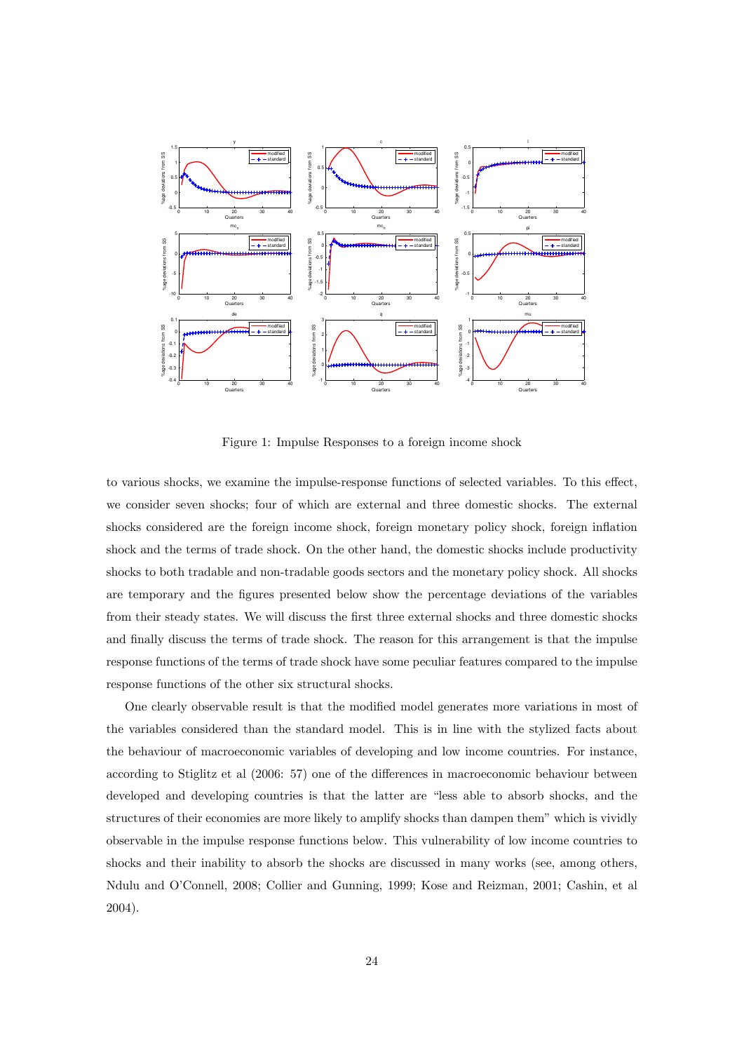Figure 1: Impulse Responses to a foreign income shock

to various shocks, we examine the impulse-response functions of selected variables. To this effect, we consider seven shocks; four of which are external and three domestic shocks. The external shocks considered are the foreign income shock, foreign monetary policy shock, foreign inflation shock and the terms of trade shock. On the other hand, the domestic shocks include productivity shocks to both tradable and non-tradable goods sectors and the monetary policy shock. All shocks are temporary and the figures presented below show the percentage deviations of the variables from their steady states. We will discuss the first three external shocks and three domestic shocks and finally discuss the terms of trade shock. The reason for this arrangement is that the impulse response functions of the terms of trade shock have some peculiar features compared to the impulse response functions of the other six structural shocks.

One clearly observable result is that the modified model generates more variations in most of the variables considered than the standard model. This is in line with the stylized facts about the behaviour of macroeconomic variables of developing and low income countries. For instance, according to Stiglitz et al (2006: 57) one of the differences in macroeconomic behaviour between developed and developing countries is that the latter are "less able to absorb shocks, and the structures of their economies are more likely to amplify shocks than dampen them" which is vividly observable in the impulse response functions below. This vulnerability of low income countries to shocks and their inability to absorb the shocks are discussed in many works (see, among others, Ndulu and O'Connell, 2008; Collier and Gunning, 1999; Kose and Reizman, 2001; Cashin, et al 2004).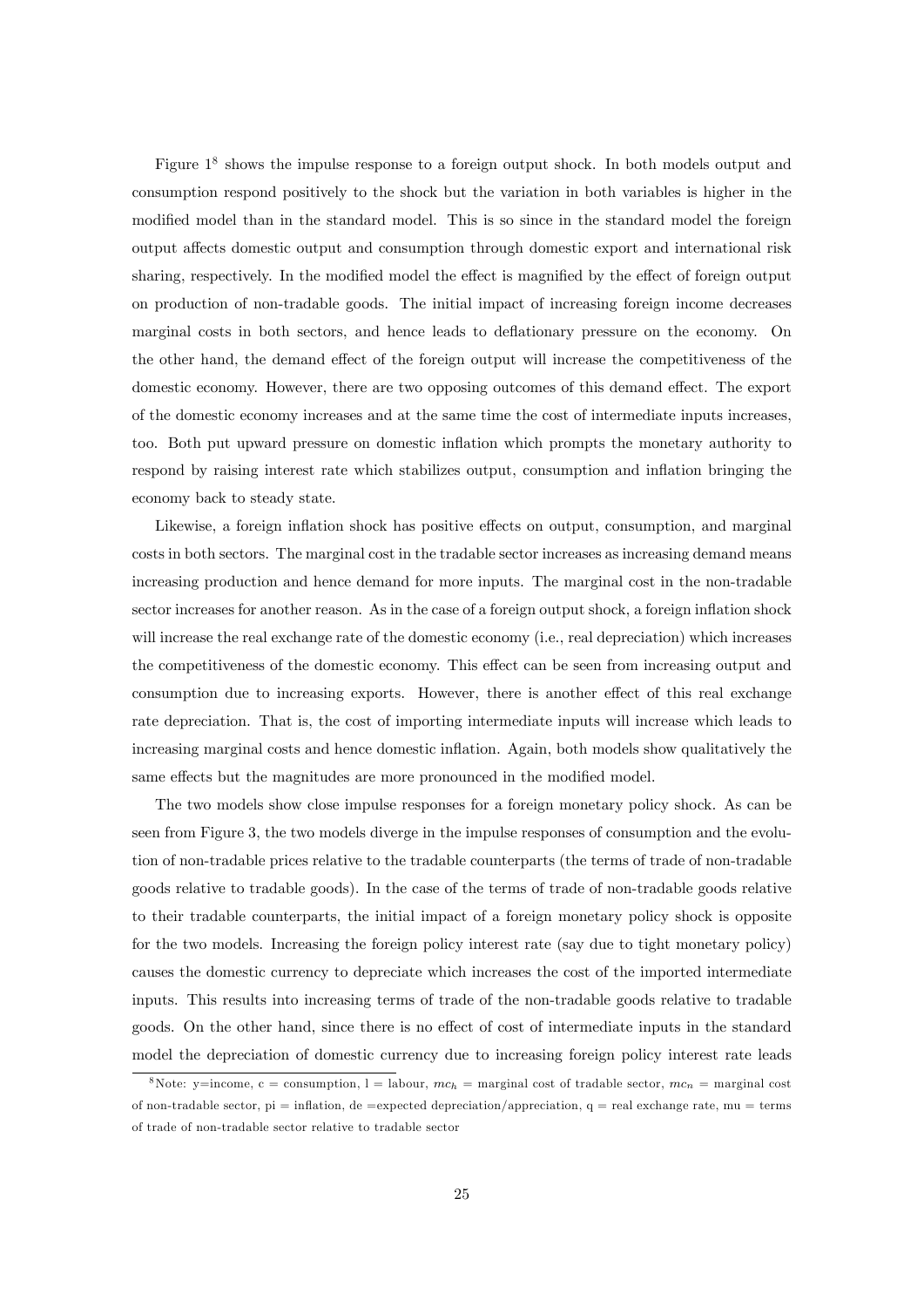Figure 1[8] shows the impulse response to a foreign output shock. In both models output and consumption respond positively to the shock but the variation in both variables is higher in the modified model than in the standard model. This is so since in the standard model the foreign output affects domestic output and consumption through domestic export and international risk sharing, respectively. In the modified model the effect is magnified by the effect of foreign output on production of non-tradable goods. The initial impact of increasing foreign income decreases marginal costs in both sectors, and hence leads to deflationary pressure on the economy. On the other hand, the demand effect of the foreign output will increase the competitiveness of the domestic economy. However, there are two opposing outcomes of this demand effect. The export of the domestic economy increases and at the same time the cost of intermediate inputs increases, too. Both put upward pressure on domestic inflation which prompts the monetary authority to respond by raising interest rate which stabilizes output, consumption and inflation bringing the economy back to steady state.

Likewise, a foreign inflation shock has positive effects on output, consumption, and marginal costs in both sectors. The marginal cost in the tradable sector increases as increasing demand means increasing production and hence demand for more inputs. The marginal cost in the non-tradable sector increases for another reason. As in the case of a foreign output shock, a foreign inflation shock will increase the real exchange rate of the domestic economy (i.e., real depreciation) which increases the competitiveness of the domestic economy. This effect can be seen from increasing output and consumption due to increasing exports. However, there is another effect of this real exchange rate depreciation. That is, the cost of importing intermediate inputs will increase which leads to increasing marginal costs and hence domestic inflation. Again, both models show qualitatively the same effects but the magnitudes are more pronounced in the modified model.

The two models show close impulse responses for a foreign monetary policy shock. As can be seen from Figure 3, the two models diverge in the impulse responses of consumption and the evolution of non-tradable prices relative to the tradable counterparts (the terms of trade of non-tradable goods relative to tradable goods). In the case of the terms of trade of non-tradable goods relative to their tradable counterparts, the initial impact of a foreign monetary policy shock is opposite for the two models. Increasing the foreign policy interest rate (say due to tight monetary policy) causes the domestic currency to depreciate which increases the cost of the imported intermediate inputs. This results into increasing terms of trade of the non-tradable goods relative to tradable goods. On the other hand, since there is no effect of cost of intermediate inputs in the standard model the depreciation of domestic currency due to increasing foreign policy interest rate leads

[8] Note: y=income, c = consumption, l = labour, $mc_h$ = marginal cost of tradable sector, $mc_n$ = marginal cost of non-tradable sector, pi = inflation, de =expected depreciation/appreciation, q = real exchange rate, mu = terms of trade of non-tradable sector relative to tradable sector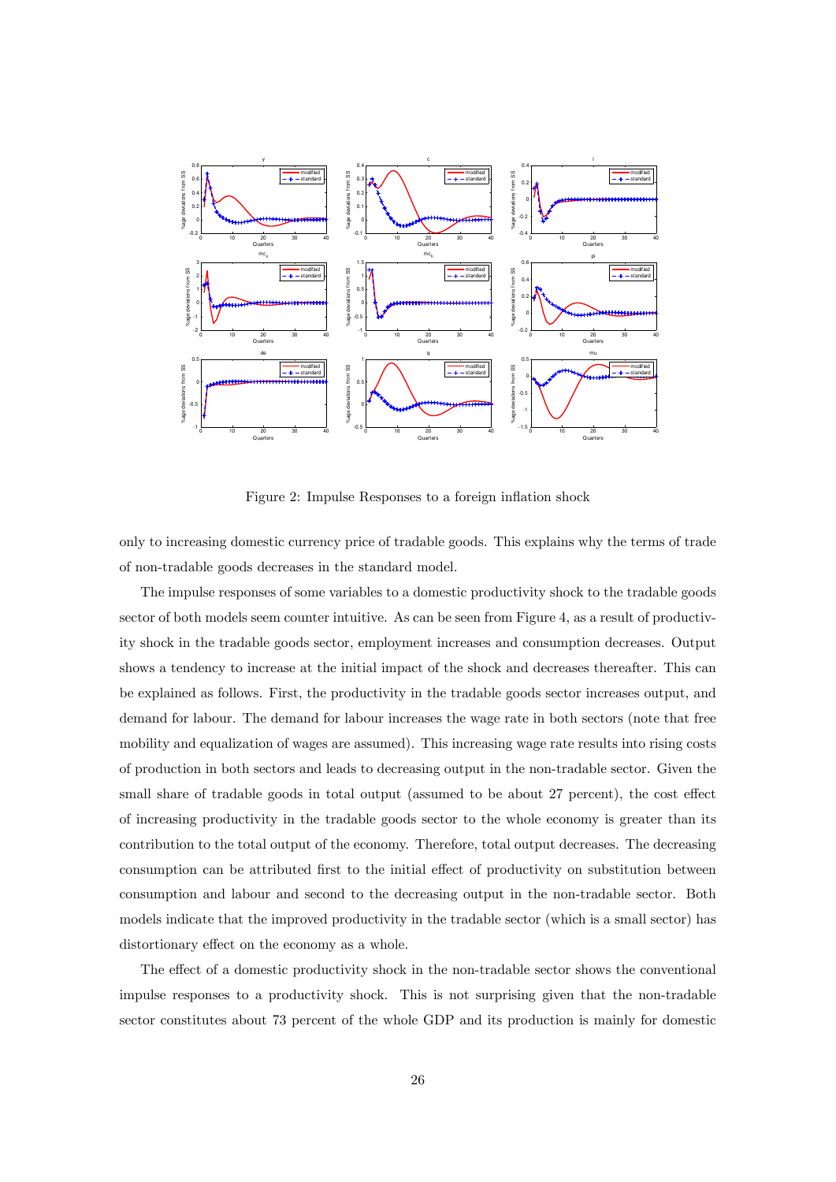Figure 2: Impulse Responses to a foreign inflation shock

only to increasing domestic currency price of tradable goods. This explains why the terms of trade of non-tradable goods decreases in the standard model.

The impulse responses of some variables to a domestic productivity shock to the tradable goods sector of both models seem counter intuitive. As can be seen from Figure 4, as a result of productivity shock in the tradable goods sector, employment increases and consumption decreases. Output shows a tendency to increase at the initial impact of the shock and decreases thereafter. This can be explained as follows. First, the productivity in the tradable goods sector increases output, and demand for labour. The demand for labour increases the wage rate in both sectors (note that free mobility and equalization of wages are assumed). This increasing wage rate results into rising costs of production in both sectors and leads to decreasing output in the non-tradable sector. Given the small share of tradable goods in total output (assumed to be about 27 percent), the cost effect of increasing productivity in the tradable goods sector to the whole economy is greater than its contribution to the total output of the economy. Therefore, total output decreases. The decreasing consumption can be attributed first to the initial effect of productivity on substitution between consumption and labour and second to the decreasing output in the non-tradable sector. Both models indicate that the improved productivity in the tradable sector (which is a small sector) has distortionary effect on the economy as a whole.

The effect of a domestic productivity shock in the non-tradable sector shows the conventional impulse responses to a productivity shock. This is not surprising given that the non-tradable sector constitutes about 73 percent of the whole GDP and its production is mainly for domestic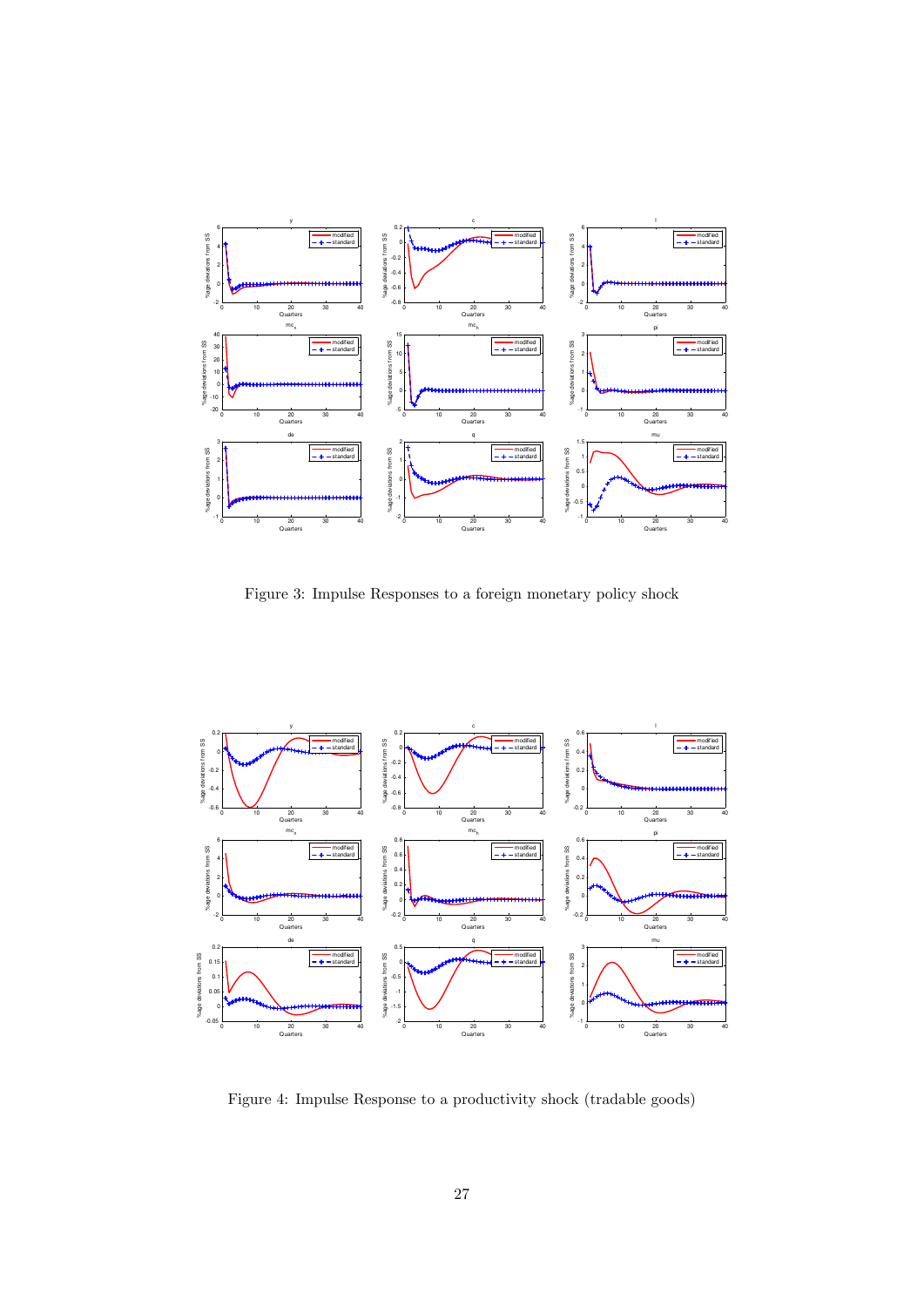Figure 3: Impulse Responses to a foreign monetary policy shock

Figure 4: Impulse Response to a productivity shock (tradable goods)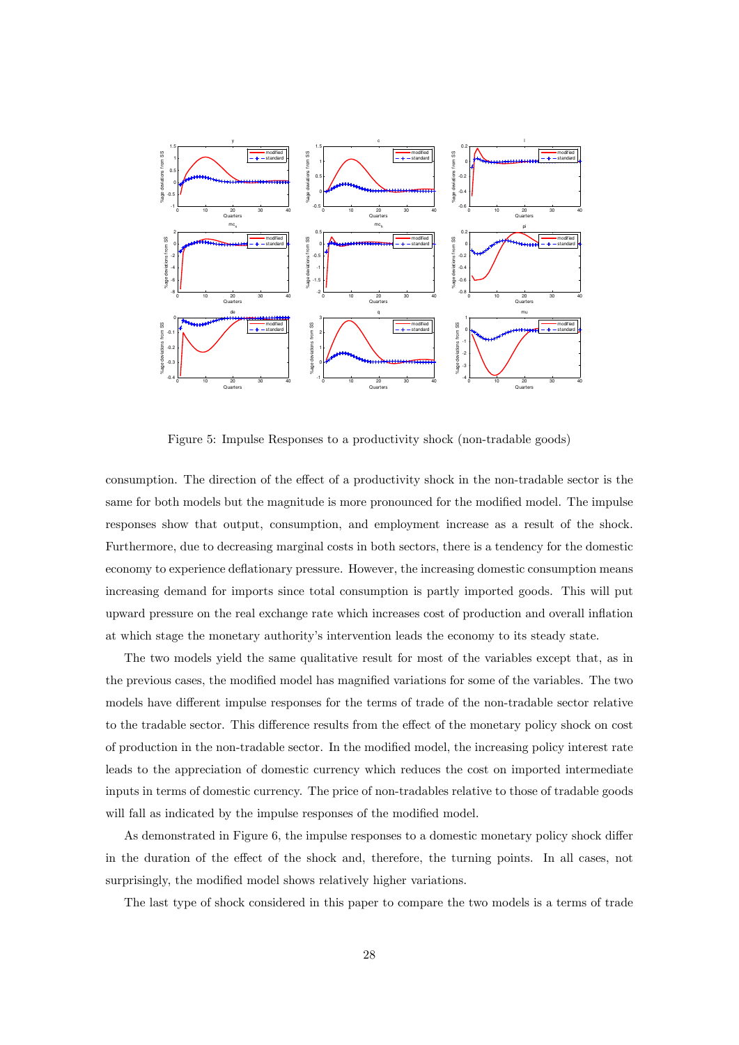Figure 5: Impulse Responses to a productivity shock (non-tradable goods)

consumption. The direction of the effect of a productivity shock in the non-tradable sector is the same for both models but the magnitude is more pronounced for the modified model. The impulse responses show that output, consumption, and employment increase as a result of the shock. Furthermore, due to decreasing marginal costs in both sectors, there is a tendency for the domestic economy to experience deflationary pressure. However, the increasing domestic consumption means increasing demand for imports since total consumption is partly imported goods. This will put upward pressure on the real exchange rate which increases cost of production and overall inflation at which stage the monetary authority's intervention leads the economy to its steady state.

The two models yield the same qualitative result for most of the variables except that, as in the previous cases, the modified model has magnified variations for some of the variables. The two models have different impulse responses for the terms of trade of the non-tradable sector relative to the tradable sector. This difference results from the effect of the monetary policy shock on cost of production in the non-tradable sector. In the modified model, the increasing policy interest rate leads to the appreciation of domestic currency which reduces the cost on imported intermediate inputs in terms of domestic currency. The price of non-tradables relative to those of tradable goods will fall as indicated by the impulse responses of the modified model.

As demonstrated in Figure 6, the impulse responses to a domestic monetary policy shock differ in the duration of the effect of the shock and, therefore, the turning points. In all cases, not surprisingly, the modified model shows relatively higher variations.

The last type of shock considered in this paper to compare the two models is a terms of trade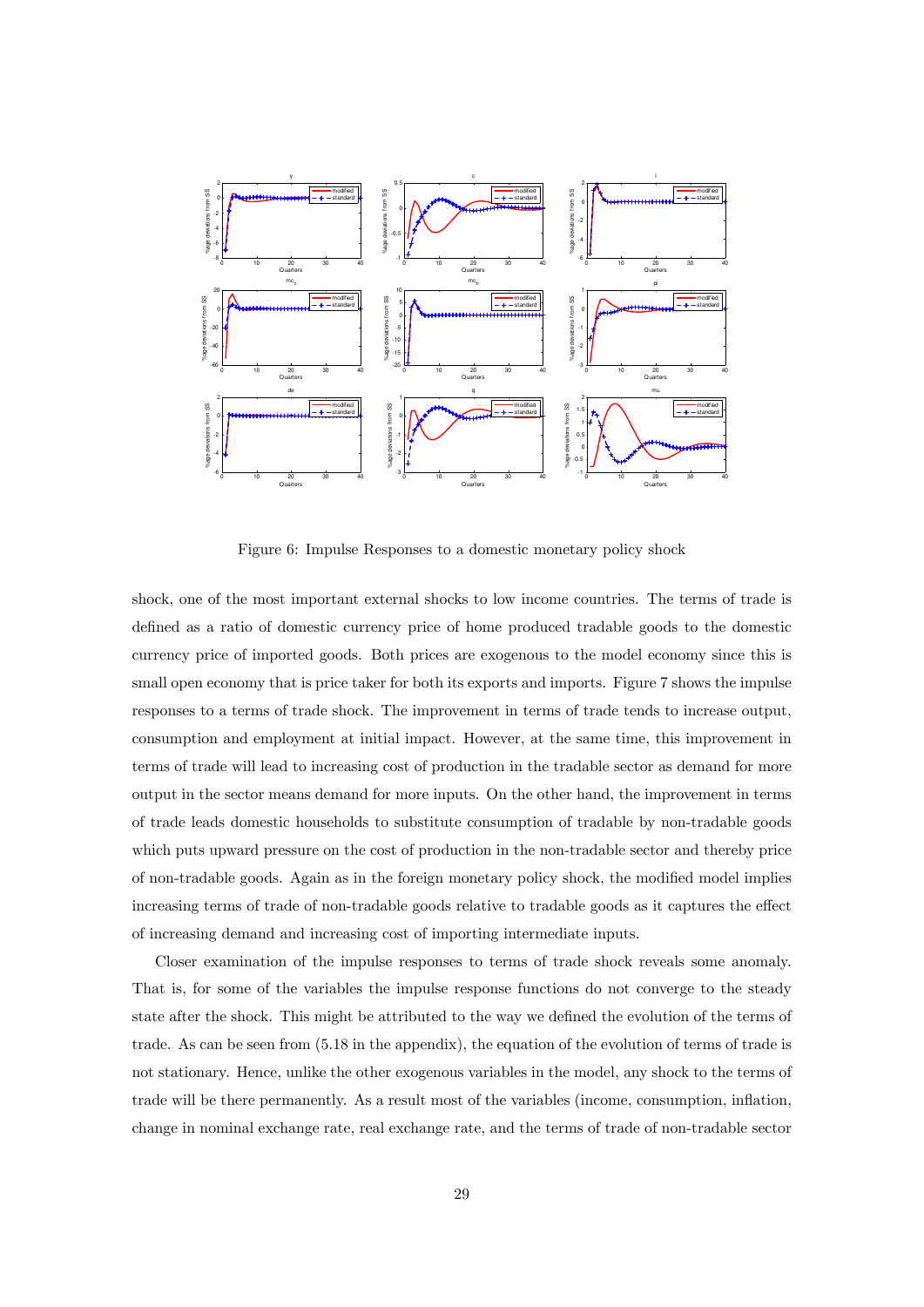Figure 6: Impulse Responses to a domestic monetary policy shock

shock, one of the most important external shocks to low income countries. The terms of trade is defined as a ratio of domestic currency price of home produced tradable goods to the domestic currency price of imported goods. Both prices are exogenous to the model economy since this is small open economy that is price taker for both its exports and imports. Figure 7 shows the impulse responses to a terms of trade shock. The improvement in terms of trade tends to increase output, consumption and employment at initial impact. However, at the same time, this improvement in terms of trade will lead to increasing cost of production in the tradable sector as demand for more output in the sector means demand for more inputs. On the other hand, the improvement in terms of trade leads domestic households to substitute consumption of tradable by non-tradable goods which puts upward pressure on the cost of production in the non-tradable sector and thereby price of non-tradable goods. Again as in the foreign monetary policy shock, the modified model implies increasing terms of trade of non-tradable goods relative to tradable goods as it captures the effect of increasing demand and increasing cost of importing intermediate inputs.

Closer examination of the impulse responses to terms of trade shock reveals some anomaly. That is, for some of the variables the impulse response functions do not converge to the steady state after the shock. This might be attributed to the way we defined the evolution of the terms of trade. As can be seen from (5.18 in the appendix), the equation of the evolution of terms of trade is not stationary. Hence, unlike the other exogenous variables in the model, any shock to the terms of trade will be there permanently. As a result most of the variables (income, consumption, inflation, change in nominal exchange rate, real exchange rate, and the terms of trade of non-tradable sector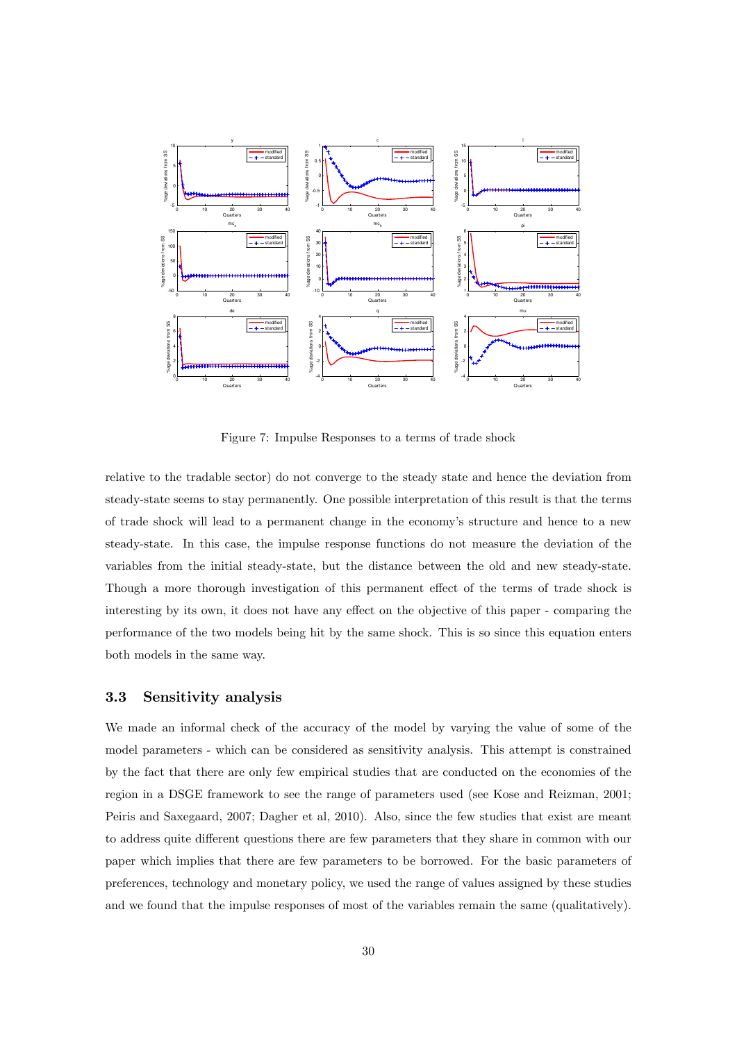Figure 7: Impulse Responses to a terms of trade shock

relative to the tradable sector) do not converge to the steady state and hence the deviation from steady-state seems to stay permanently. One possible interpretation of this result is that the terms of trade shock will lead to a permanent change in the economy's structure and hence to a new steady-state. In this case, the impulse response functions do not measure the deviation of the variables from the initial steady-state, but the distance between the old and new steady-state. Though a more thorough investigation of this permanent effect of the terms of trade shock is interesting by its own, it does not have any effect on the objective of this paper - comparing the performance of the two models being hit by the same shock. This is so since this equation enters both models in the same way.

### 3.3 Sensitivity analysis

We made an informal check of the accuracy of the model by varying the value of some of the model parameters - which can be considered as sensitivity analysis. This attempt is constrained by the fact that there are only few empirical studies that are conducted on the economies of the region in a DSGE framework to see the range of parameters used (see Kose and Reizman, 2001; Peiris and Saxegaard, 2007; Dagher et al, 2010). Also, since the few studies that exist are meant to address quite different questions there are few parameters that they share in common with our paper which implies that there are few parameters to be borrowed. For the basic parameters of preferences, technology and monetary policy, we used the range of values assigned by these studies and we found that the impulse responses of most of the variables remain the same (qualitatively).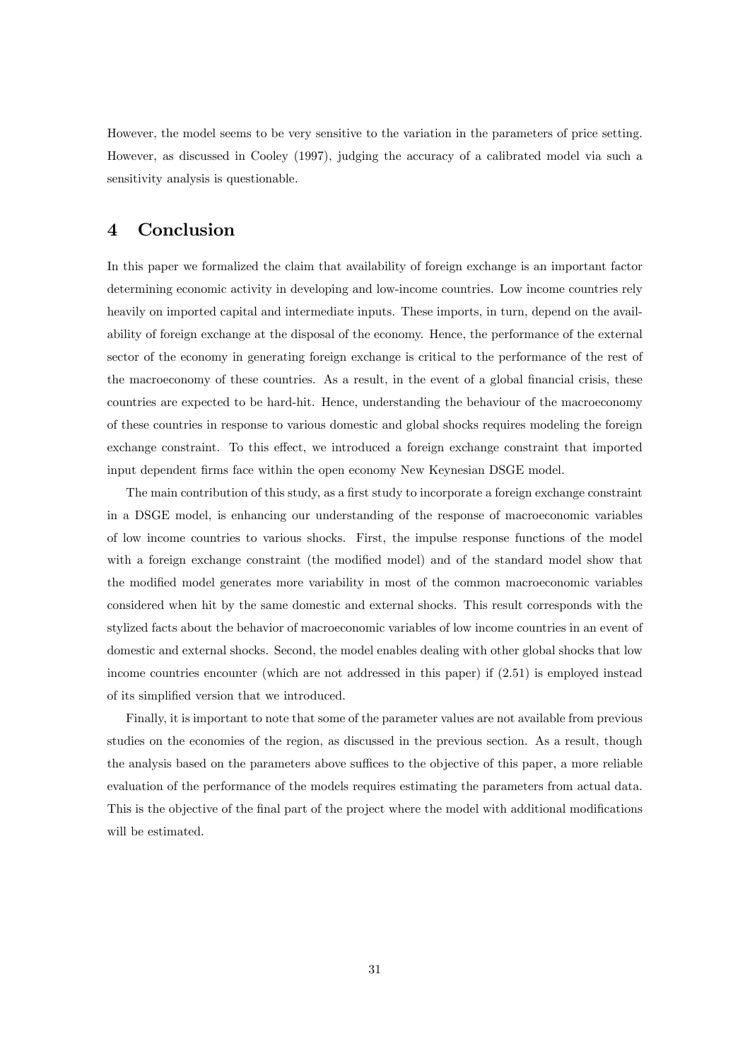However, the model seems to be very sensitive to the variation in the parameters of price setting. However, as discussed in Cooley (1997), judging the accuracy of a calibrated model via such a sensitivity analysis is questionable.

# 4 Conclusion

In this paper we formalized the claim that availability of foreign exchange is an important factor determining economic activity in developing and low-income countries. Low income countries rely heavily on imported capital and intermediate inputs. These imports, in turn, depend on the availability of foreign exchange at the disposal of the economy. Hence, the performance of the external sector of the economy in generating foreign exchange is critical to the performance of the rest of the macroeconomy of these countries. As a result, in the event of a global financial crisis, these countries are expected to be hard-hit. Hence, understanding the behaviour of the macroeconomy of these countries in response to various domestic and global shocks requires modeling the foreign exchange constraint. To this effect, we introduced a foreign exchange constraint that imported input dependent firms face within the open economy New Keynesian DSGE model.

The main contribution of this study, as a first study to incorporate a foreign exchange constraint in a DSGE model, is enhancing our understanding of the response of macroeconomic variables of low income countries to various shocks. First, the impulse response functions of the model with a foreign exchange constraint (the modified model) and of the standard model show that the modified model generates more variability in most of the common macroeconomic variables considered when hit by the same domestic and external shocks. This result corresponds with the stylized facts about the behavior of macroeconomic variables of low income countries in an event of domestic and external shocks. Second, the model enables dealing with other global shocks that low income countries encounter (which are not addressed in this paper) if (2.51) is employed instead of its simplified version that we introduced.

Finally, it is important to note that some of the parameter values are not available from previous studies on the economies of the region, as discussed in the previous section. As a result, though the analysis based on the parameters above suffices to the objective of this paper, a more reliable evaluation of the performance of the models requires estimating the parameters from actual data. This is the objective of the final part of the project where the model with additional modifications will be estimated.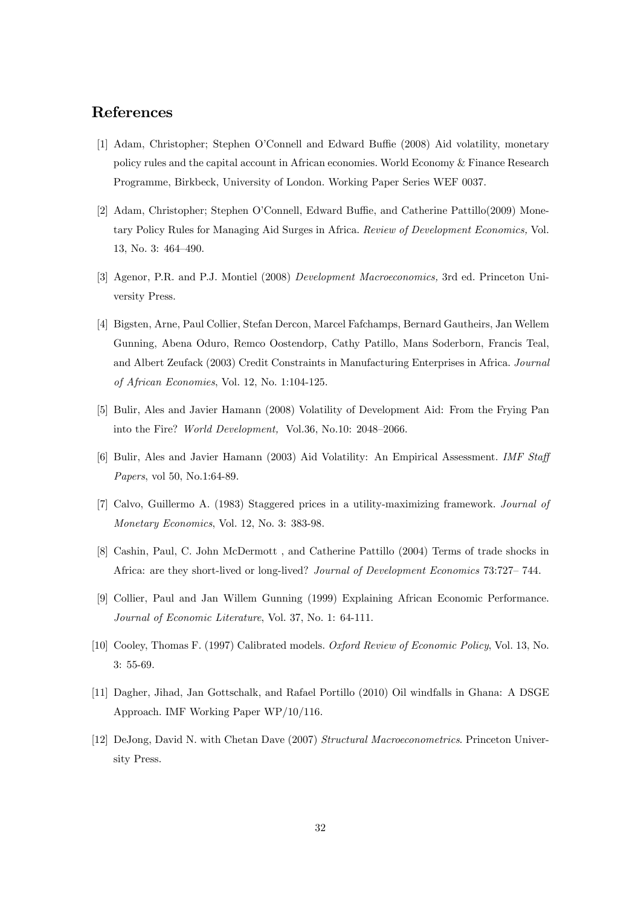## References

[1] Adam, Christopher; Stephen O'Connell and Edward Buffie (2008) Aid volatility, monetary policy rules and the capital account in African economies. World Economy & Finance Research Programme, Birkbeck, University of London. Working Paper Series WEF 0037.

[2] Adam, Christopher; Stephen O'Connell, Edward Buffie, and Catherine Pattillo(2009) Monetary Policy Rules for Managing Aid Surges in Africa. *Review of Development Economics,* Vol. 13, No. 3: 464–490.

[3] Agenor, P.R. and P.J. Montiel (2008) *Development Macroeconomics,* 3rd ed. Princeton University Press.

[4] Bigsten, Arne, Paul Collier, Stefan Dercon, Marcel Fafchamps, Bernard Gautheirs, Jan Wellem Gunning, Abena Oduro, Remco Oostendorp, Cathy Patillo, Mans Soderborn, Francis Teal, and Albert Zeufack (2003) Credit Constraints in Manufacturing Enterprises in Africa. *Journal of African Economies*, Vol. 12, No. 1:104-125.

[5] Bulir, Ales and Javier Hamann (2008) Volatility of Development Aid: From the Frying Pan into the Fire? *World Development,* Vol.36, No.10: 2048–2066.

[6] Bulir, Ales and Javier Hamann (2003) Aid Volatility: An Empirical Assessment. *IMF Staff Papers*, vol 50, No.1:64-89.

[7] Calvo, Guillermo A. (1983) Staggered prices in a utility-maximizing framework. *Journal of Monetary Economics*, Vol. 12, No. 3: 383-98.

[8] Cashin, Paul, C. John McDermott , and Catherine Pattillo (2004) Terms of trade shocks in Africa: are they short-lived or long-lived? *Journal of Development Economics* 73:727– 744.

[9] Collier, Paul and Jan Willem Gunning (1999) Explaining African Economic Performance. *Journal of Economic Literature*, Vol. 37, No. 1: 64-111.

[10] Cooley, Thomas F. (1997) Calibrated models. *Oxford Review of Economic Policy*, Vol. 13, No. 3: 55-69.

[11] Dagher, Jihad, Jan Gottschalk, and Rafael Portillo (2010) Oil windfalls in Ghana: A DSGE Approach. IMF Working Paper WP/10/116.

[12] DeJong, David N. with Chetan Dave (2007) *Structural Macroeconometrics*. Princeton University Press.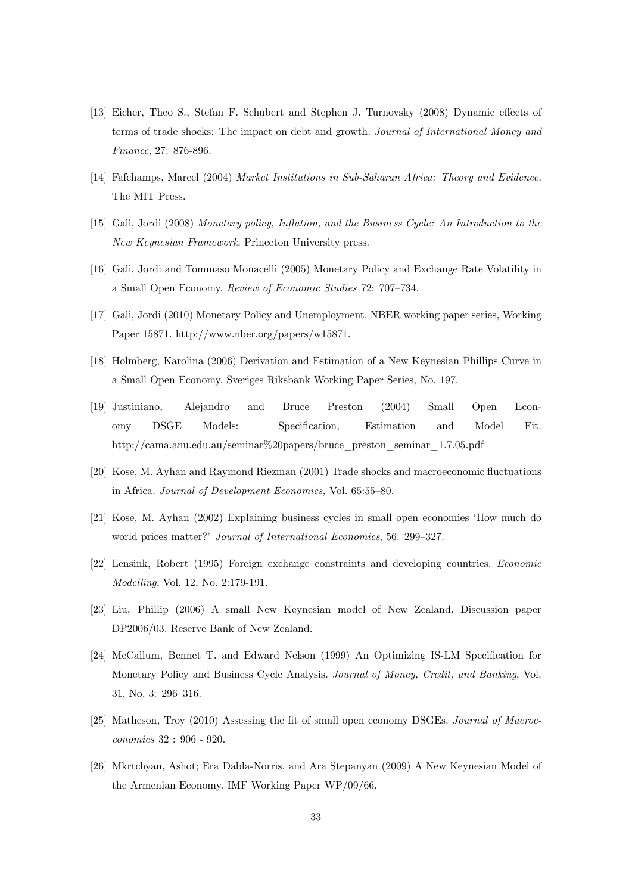[13] Eicher, Theo S., Stefan F. Schubert and Stephen J. Turnovsky (2008) Dynamic effects of terms of trade shocks: The impact on debt and growth. *Journal of International Money and Finance*, 27: 876-896.

[14] Fafchamps, Marcel (2004) *Market Institutions in Sub-Saharan Africa: Theory and Evidence.* The MIT Press.

[15] Gali, Jordi (2008) *Monetary policy, Inflation, and the Business Cycle: An Introduction to the New Keynesian Framework*. Princeton University press.

[16] Gali, Jordi and Tommaso Monacelli (2005) Monetary Policy and Exchange Rate Volatility in a Small Open Economy. *Review of Economic Studies* 72: 707–734.

[17] Gali, Jordi (2010) Monetary Policy and Unemployment. NBER working paper series, Working Paper 15871. http://www.nber.org/papers/w15871.

[18] Holmberg, Karolina (2006) Derivation and Estimation of a New Keynesian Phillips Curve in a Small Open Economy. Sveriges Riksbank Working Paper Series, No. 197.

[19] Justiniano, Alejandro and Bruce Preston (2004) Small Open Economy DSGE Models: Specification, Estimation and Model Fit. http://cama.anu.edu.au/seminar%20papers/bruce_preston_seminar_1.7.05.pdf

[20] Kose, M. Ayhan and Raymond Riezman (2001) Trade shocks and macroeconomic fluctuations in Africa. *Journal of Development Economics,* Vol. 65:55–80.

[21] Kose, M. Ayhan (2002) Explaining business cycles in small open economies 'How much do world prices matter?' *Journal of International Economics*, 56: 299–327.

[22] Lensink, Robert (1995) Foreign exchange constraints and developing countries. *Economic Modelling*, Vol. 12, No. 2:179-191.

[23] Liu, Phillip (2006) A small New Keynesian model of New Zealand. Discussion paper DP2006/03. Reserve Bank of New Zealand.

[24] McCallum, Bennet T. and Edward Nelson (1999) An Optimizing IS-LM Specification for Monetary Policy and Business Cycle Analysis. *Journal of Money, Credit, and Banking*, Vol. 31, No. 3: 296–316.

[25] Matheson, Troy (2010) Assessing the fit of small open economy DSGEs. *Journal of Macroeconomics* 32 : 906 - 920.

[26] Mkrtchyan, Ashot; Era Dabla-Norris, and Ara Stepanyan (2009) A New Keynesian Model of the Armenian Economy. IMF Working Paper WP/09/66.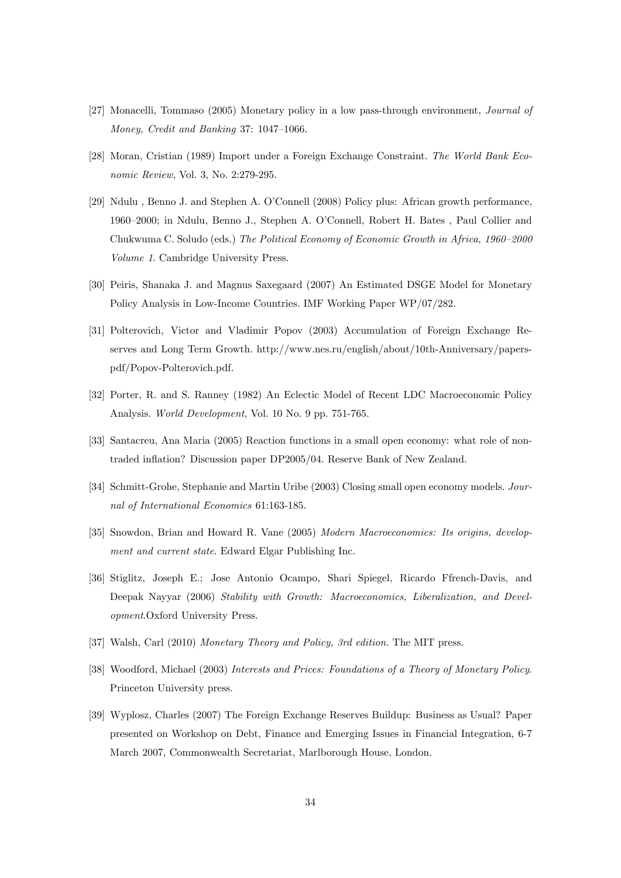[27] Monacelli, Tommaso (2005) Monetary policy in a low pass-through environment, *Journal of Money, Credit and Banking* 37: 1047–1066.

[28] Moran, Cristian (1989) Import under a Foreign Exchange Constraint. *The World Bank Economic Review*, Vol. 3, No. 2:279-295.

[29] Ndulu , Benno J. and Stephen A. O'Connell (2008) Policy plus: African growth performance, 1960–2000; in Ndulu, Benno J., Stephen A. O'Connell, Robert H. Bates , Paul Collier and Chukwuma C. Soludo (eds.) *The Political Economy of Economic Growth in Africa, 1960–2000 Volume 1.* Cambridge University Press.

[30] Peiris, Shanaka J. and Magnus Saxegaard (2007) An Estimated DSGE Model for Monetary Policy Analysis in Low-Income Countries. IMF Working Paper WP/07/282.

[31] Polterovich, Victor and Vladimir Popov (2003) Accumulation of Foreign Exchange Reserves and Long Term Growth. http://www.nes.ru/english/about/10th-Anniversary/papers-pdf/Popov-Polterovich.pdf.

[32] Porter, R. and S. Ranney (1982) An Eclectic Model of Recent LDC Macroeconomic Policy Analysis. *World Development*, Vol. 10 No. 9 pp. 751-765.

[33] Santacreu, Ana Maria (2005) Reaction functions in a small open economy: what role of non-traded inflation? Discussion paper DP2005/04. Reserve Bank of New Zealand.

[34] Schmitt-Grohe, Stephanie and Martin Uribe (2003) Closing small open economy models. *Journal of International Economics* 61:163-185.

[35] Snowdon, Brian and Howard R. Vane (2005) *Modern Macroeconomics: Its origins, development and current state*. Edward Elgar Publishing Inc.

[36] Stiglitz, Joseph E.; Jose Antonio Ocampo, Shari Spiegel, Ricardo Ffrench-Davis, and Deepak Nayyar (2006) *Stability with Growth: Macroeconomics, Liberalization, and Development*.Oxford University Press.

[37] Walsh, Carl (2010) *Monetary Theory and Policy, 3rd edition.* The MIT press.

[38] Woodford, Michael (2003) *Interests and Prices: Foundations of a Theory of Monetary Policy*. Princeton University press.

[39] Wyplosz, Charles (2007) The Foreign Exchange Reserves Buildup: Business as Usual? Paper presented on Workshop on Debt, Finance and Emerging Issues in Financial Integration, 6-7 March 2007, Commonwealth Secretariat, Marlborough House, London.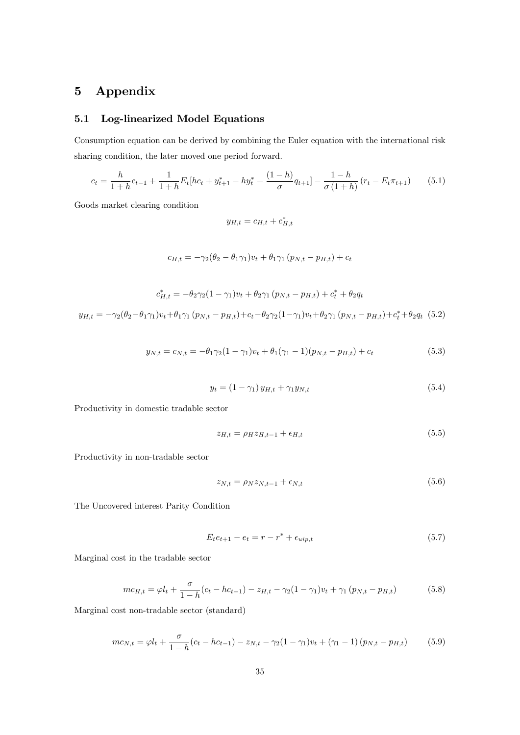# 5 Appendix

## 5.1 Log-linearized Model Equations

Consumption equation can be derived by combining the Euler equation with the international risk sharing condition, the later moved one period forward.

$$c_t = \frac{h}{1+h}c_{t-1} + \frac{1}{1+h}E_t[hc_t + y^*_{t+1} - hy^*_t + \frac{(1-h)}{\sigma}q_{t+1}] - \frac{1-h}{\sigma(1+h)}(r_t - E_t\pi_{t+1}) \tag{5.1}$$

Goods market clearing condition

$$y_{H,t} = c_{H,t} + c^*_{H,t}$$

$$c_{H,t} = -\gamma_2(\theta_2 - \theta_1\gamma_1)v_t + \theta_1\gamma_1(p_{N,t} - p_{H,t}) + c_t$$

$$c^*_{H,t} = -\theta_2\gamma_2(1-\gamma_1)v_t + \theta_2\gamma_1(p_{N,t} - p_{H,t}) + c^*_t + \theta_2 q_t$$

$$y_{H,t} = -\gamma_2(\theta_2 - \theta_1\gamma_1)v_t + \theta_1\gamma_1(p_{N,t} - p_{H,t}) + c_t - \theta_2\gamma_2(1-\gamma_1)v_t + \theta_2\gamma_1(p_{N,t} - p_{H,t}) + c^*_t + \theta_2 q_t \tag{5.2}$$

$$y_{N,t} = c_{N,t} = -\theta_1\gamma_2(1-\gamma_1)v_t + \theta_1(\gamma_1 - 1)(p_{N,t} - p_{H,t}) + c_t \tag{5.3}$$

$$y_t = (1-\gamma_1)y_{H,t} + \gamma_1 y_{N,t} \tag{5.4}$$

Productivity in domestic tradable sector

$$z_{H,t} = \rho_H z_{H,t-1} + \epsilon_{H,t} \tag{5.5}$$

Productivity in non-tradable sector

$$z_{N,t} = \rho_N z_{N,t-1} + \epsilon_{N,t} \tag{5.6}$$

The Uncovered interest Parity Condition

$$E_t e_{t+1} - e_t = r - r^* + \epsilon_{uip,t} \tag{5.7}$$

Marginal cost in the tradable sector

$$mc_{H,t} = \varphi l_t + \frac{\sigma}{1-h}(c_t - hc_{t-1}) - z_{H,t} - \gamma_2(1-\gamma_1)v_t + \gamma_1(p_{N,t} - p_{H,t}) \tag{5.8}$$

Marginal cost non-tradable sector (standard)

$$mc_{N,t} = \varphi l_t + \frac{\sigma}{1-h}(c_t - hc_{t-1}) - z_{N,t} - \gamma_2(1-\gamma_1)v_t + (\gamma_1 - 1)(p_{N,t} - p_{H,t}) \tag{5.9}$$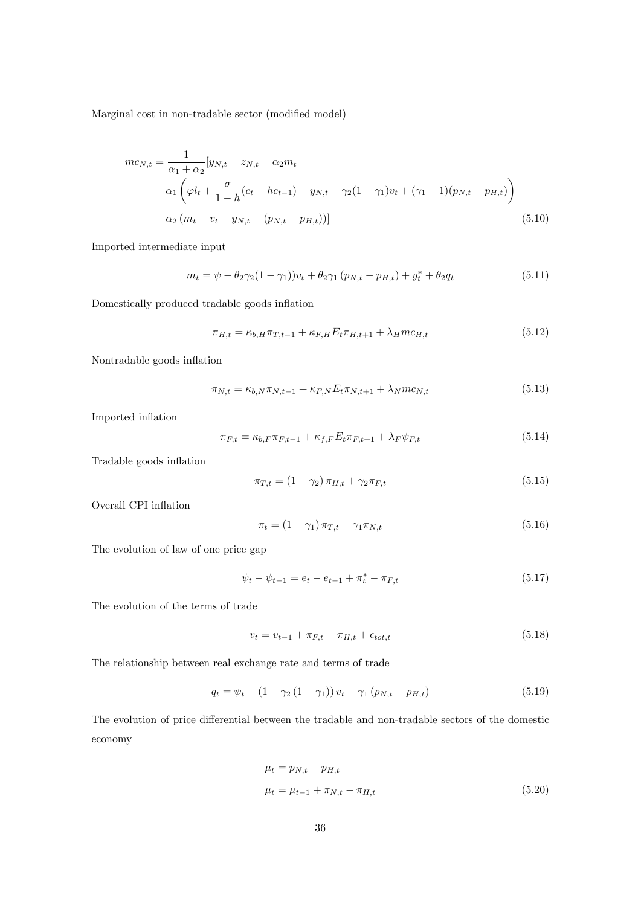Marginal cost in non-tradable sector (modified model)

$$
\begin{aligned}
mc_{N,t} = & \frac{1}{\alpha_1 + \alpha_2}[y_{N,t} - z_{N,t} - \alpha_2 m_t \\
& + \alpha_1 \left( \varphi l_t + \frac{\sigma}{1-h}(c_t - hc_{t-1}) - y_{N,t} - \gamma_2(1-\gamma_1)v_t + (\gamma_1 - 1)(p_{N,t} - p_{H,t}) \right) \\
& + \alpha_2 \left( m_t - v_t - y_{N,t} - (p_{N,t} - p_{H,t}) \right)]
\end{aligned} \tag{5.10}
$$

Imported intermediate input

$$
m_t = \psi - \theta_2 \gamma_2 (1-\gamma_1))v_t + \theta_2 \gamma_1 \left( p_{N,t} - p_{H,t} \right) + y_t^* + \theta_2 q_t \tag{5.11}
$$

Domestically produced tradable goods inflation

$$
\pi_{H,t} = \kappa_{b,H} \pi_{T,t-1} + \kappa_{F,H} E_t \pi_{H,t+1} + \lambda_H mc_{H,t} \tag{5.12}
$$

Nontradable goods inflation

$$
\pi_{N,t} = \kappa_{b,N} \pi_{N,t-1} + \kappa_{F,N} E_t \pi_{N,t+1} + \lambda_N mc_{N,t} \tag{5.13}
$$

Imported inflation

$$
\pi_{F,t} = \kappa_{b,F} \pi_{F,t-1} + \kappa_{f,F} E_t \pi_{F,t+1} + \lambda_F \psi_{F,t} \tag{5.14}
$$

Tradable goods inflation

$$
\pi_{T,t} = (1-\gamma_2) \pi_{H,t} + \gamma_2 \pi_{F,t} \tag{5.15}
$$

Overall CPI inflation

$$
\pi_t = (1-\gamma_1) \pi_{T,t} + \gamma_1 \pi_{N,t} \tag{5.16}
$$

The evolution of law of one price gap

$$
\psi_t - \psi_{t-1} = e_t - e_{t-1} + \pi_t^* - \pi_{F,t} \tag{5.17}
$$

The evolution of the terms of trade

$$
v_t = v_{t-1} + \pi_{F,t} - \pi_{H,t} + \epsilon_{tot,t} \tag{5.18}
$$

The relationship between real exchange rate and terms of trade

$$
q_t = \psi_t - \left(1 - \gamma_2 \left(1-\gamma_1\right)\right) v_t - \gamma_1 \left( p_{N,t} - p_{H,t} \right) \tag{5.19}
$$

The evolution of price differential between the tradable and non-tradable sectors of the domestic economy

$$
\begin{aligned}
\mu_t &= p_{N,t} - p_{H,t} \\
\mu_t &= \mu_{t-1} + \pi_{N,t} - \pi_{H,t}
\end{aligned} \tag{5.20}
$$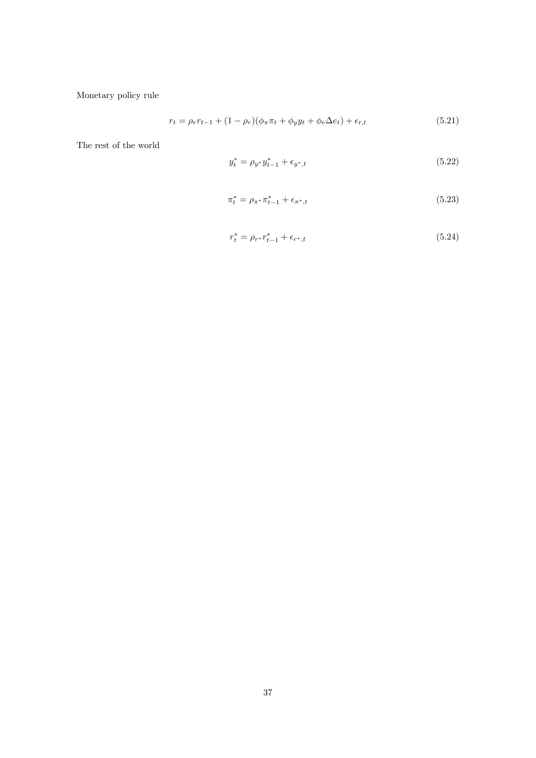Monetary policy rule

$$r_t = \rho_r r_{t-1} + (1 - \rho_r)(\phi_\pi \pi_t + \phi_y y_t + \phi_e \Delta e_t) + \epsilon_{r,t} \tag{5.21}$$

The rest of the world

$$y_t^* = \rho_{y^*} y_{t-1}^* + \epsilon_{y^*,t} \tag{5.22}$$

$$\pi_t^* = \rho_{\pi^*} \pi_{t-1}^* + \epsilon_{\pi^*,t} \tag{5.23}$$

$$r_t^* = \rho_{r^*} r_{t-1}^* + \epsilon_{r^*,t} \tag{5.24}$$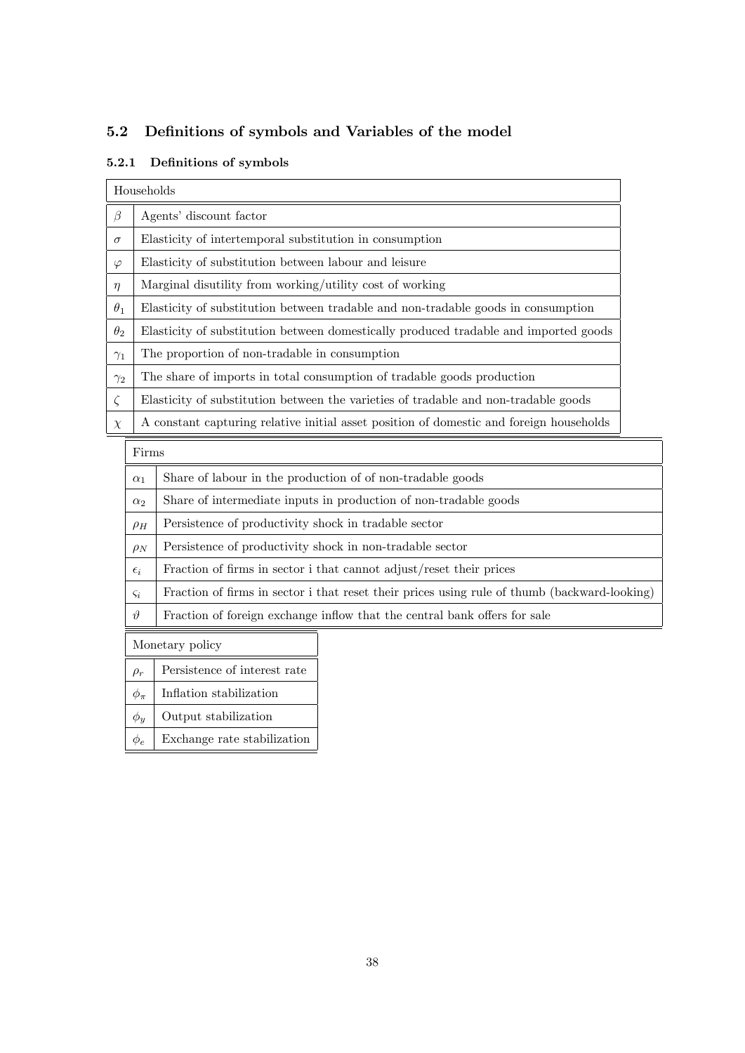## 5.2 Definitions of symbols and Variables of the model

### 5.2.1 Definitions of symbols

| Households | |
|---|---|
| $\beta$ | Agents' discount factor |
| $\sigma$ | Elasticity of intertemporal substitution in consumption |
| $\varphi$ | Elasticity of substitution between labour and leisure |
| $\eta$ | Marginal disutility from working/utility cost of working |
| $\theta_1$ | Elasticity of substitution between tradable and non-tradable goods in consumption |
| $\theta_2$ | Elasticity of substitution between domestically produced tradable and imported goods |
| $\gamma_1$ | The proportion of non-tradable in consumption |
| $\gamma_2$ | The share of imports in total consumption of tradable goods production |
| $\zeta$ | Elasticity of substitution between the varieties of tradable and non-tradable goods |
| $\chi$ | A constant capturing relative initial asset position of domestic and foreign households |

| Firms | |
|---|---|
| $\alpha_1$ | Share of labour in the production of of non-tradable goods |
| $\alpha_2$ | Share of intermediate inputs in production of non-tradable goods |
| $\rho_H$ | Persistence of productivity shock in tradable sector |
| $\rho_N$ | Persistence of productivity shock in non-tradable sector |
| $\epsilon_i$ | Fraction of firms in sector i that cannot adjust/reset their prices |
| $\varsigma_i$ | Fraction of firms in sector i that reset their prices using rule of thumb (backward-looking) |
| $\vartheta$ | Fraction of foreign exchange inflow that the central bank offers for sale |

| Monetary policy | |
|---|---|
| $\rho_r$ | Persistence of interest rate |
| $\phi_\pi$ | Inflation stabilization |
| $\phi_y$ | Output stabilization |
| $\phi_e$ | Exchange rate stabilization |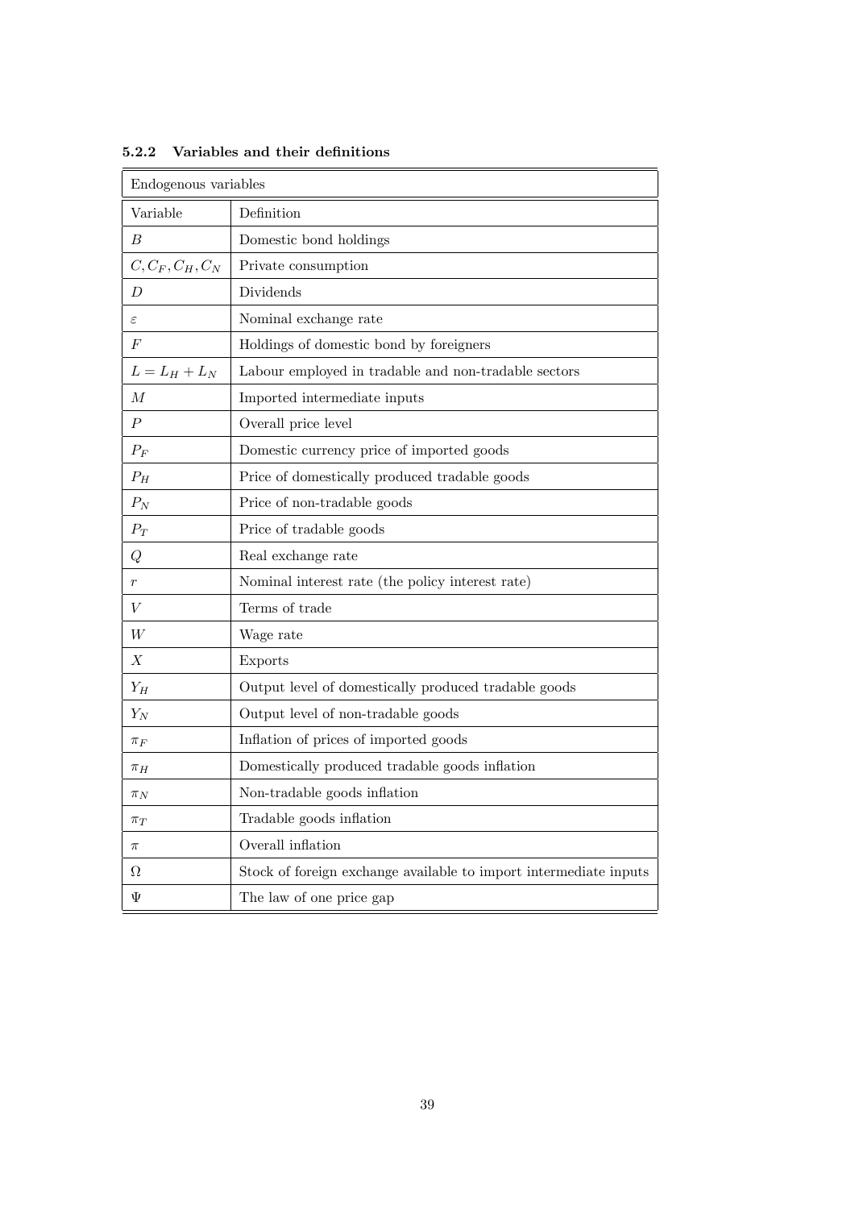#### 5.2.2 Variables and their definitions

| Endogenous variables | |
|---|---|
| Variable | Definition |
| $B$ | Domestic bond holdings |
| $C, C_F, C_H, C_N$ | Private consumption |
| $D$ | Dividends |
| $\varepsilon$ | Nominal exchange rate |
| $F$ | Holdings of domestic bond by foreigners |
| $L = L_H + L_N$ | Labour employed in tradable and non-tradable sectors |
| $M$ | Imported intermediate inputs |
| $P$ | Overall price level |
| $P_F$ | Domestic currency price of imported goods |
| $P_H$ | Price of domestically produced tradable goods |
| $P_N$ | Price of non-tradable goods |
| $P_T$ | Price of tradable goods |
| $Q$ | Real exchange rate |
| $r$ | Nominal interest rate (the policy interest rate) |
| $V$ | Terms of trade |
| $W$ | Wage rate |
| $X$ | Exports |
| $Y_H$ | Output level of domestically produced tradable goods |
| $Y_N$ | Output level of non-tradable goods |
| $\pi_F$ | Inflation of prices of imported goods |
| $\pi_H$ | Domestically produced tradable goods inflation |
| $\pi_N$ | Non-tradable goods inflation |
| $\pi_T$ | Tradable goods inflation |
| $\pi$ | Overall inflation |
| $\Omega$ | Stock of foreign exchange available to import intermediate inputs |
| $\Psi$ | The law of one price gap |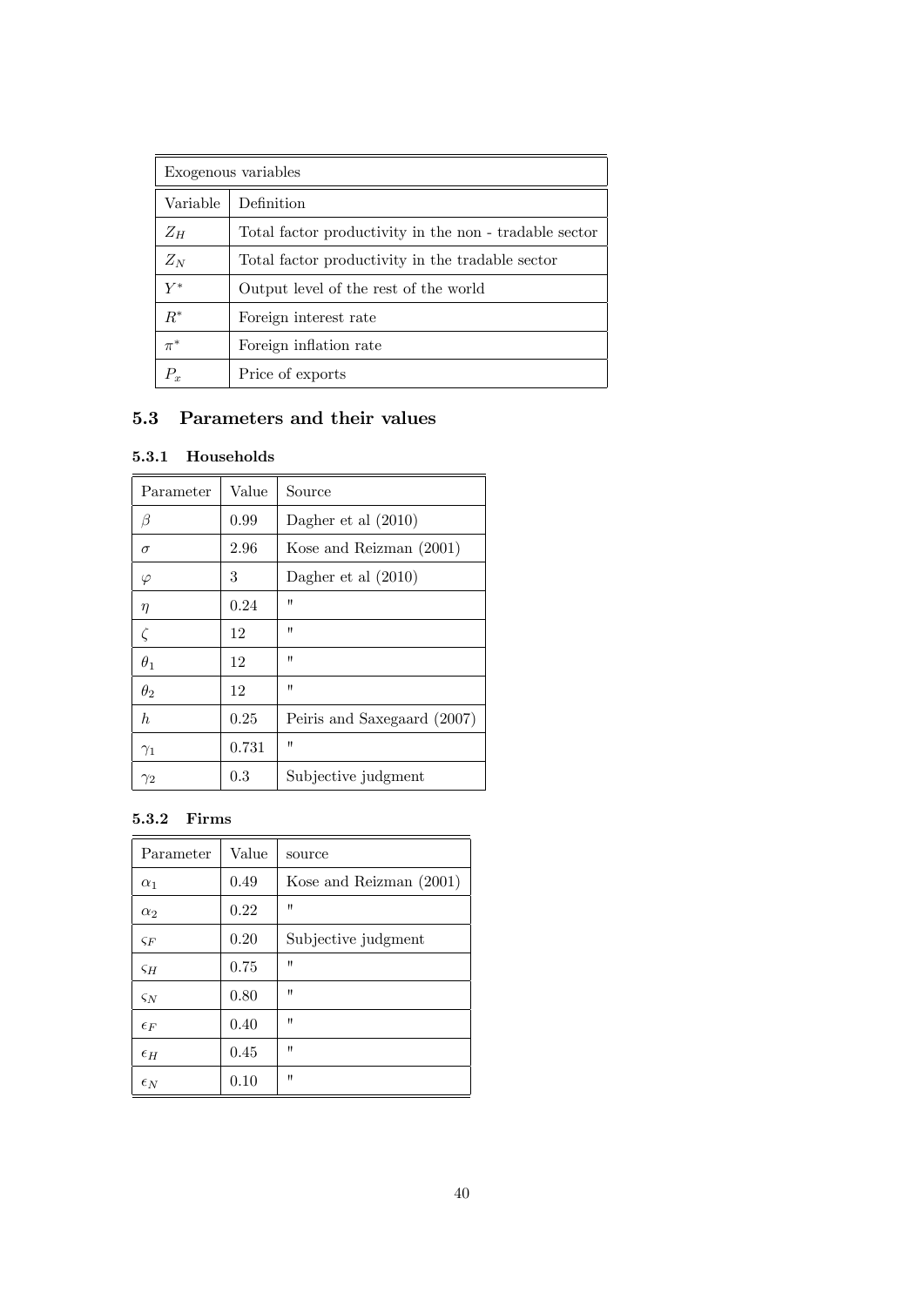| Exogenous variables | |
|---|---|
| Variable | Definition |
| $Z_H$ | Total factor productivity in the non - tradable sector |
| $Z_N$ | Total factor productivity in the tradable sector |
| $Y^*$ | Output level of the rest of the world |
| $R^*$ | Foreign interest rate |
| $\pi^*$ | Foreign inflation rate |
| $P_x$ | Price of exports |

## 5.3 Parameters and their values

### 5.3.1 Households

| Parameter | Value | Source |
|---|---|---|
| $\beta$ | 0.99 | Dagher et al (2010) |
| $\sigma$ | 2.96 | Kose and Reizman (2001) |
| $\varphi$ | 3 | Dagher et al (2010) |
| $\eta$ | 0.24 | " |
| $\zeta$ | 12 | " |
| $\theta_1$ | 12 | " |
| $\theta_2$ | 12 | " |
| $h$ | 0.25 | Peiris and Saxegaard (2007) |
| $\gamma_1$ | 0.731 | " |
| $\gamma_2$ | 0.3 | Subjective judgment |

### 5.3.2 Firms

| Parameter | Value | source |
|---|---|---|
| $\alpha_1$ | 0.49 | Kose and Reizman (2001) |
| $\alpha_2$ | 0.22 | " |
| $\varsigma_F$ | 0.20 | Subjective judgment |
| $\varsigma_H$ | 0.75 | " |
| $\varsigma_N$ | 0.80 | " |
| $\epsilon_F$ | 0.40 | " |
| $\epsilon_H$ | 0.45 | " |
| $\epsilon_N$ | 0.10 | " |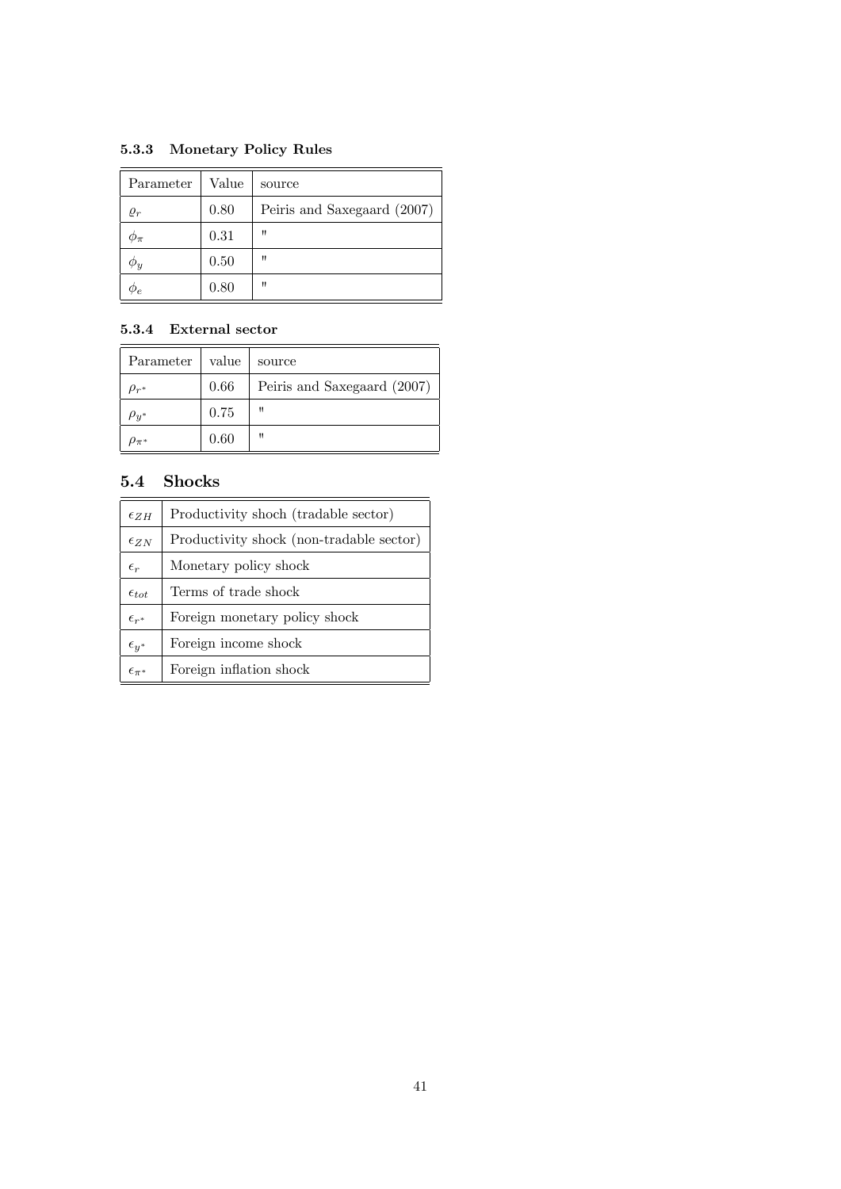#### 5.3.3 Monetary Policy Rules

| Parameter | Value | source |
|---|---|---|
| $\varrho_r$ | 0.80 | Peiris and Saxegaard (2007) |
| $\phi_\pi$ | 0.31 | " |
| $\phi_y$ | 0.50 | " |
| $\phi_e$ | 0.80 | " |

#### 5.3.4 External sector

| Parameter | value | source |
|---|---|---|
| $\rho_{r^*}$ | 0.66 | Peiris and Saxegaard (2007) |
| $\rho_{y^*}$ | 0.75 | " |
| $\rho_{\pi^*}$ | 0.60 | " |

### 5.4 Shocks

| | |
|---|---|
| $\epsilon_{ZH}$ | Productivity shoch (tradable sector) |
| $\epsilon_{ZN}$ | Productivity shock (non-tradable sector) |
| $\epsilon_r$ | Monetary policy shock |
| $\epsilon_{tot}$ | Terms of trade shock |
| $\epsilon_{r^*}$ | Foreign monetary policy shock |
| $\epsilon_{y^*}$ | Foreign income shock |
| $\epsilon_{\pi^*}$ | Foreign inflation shock |